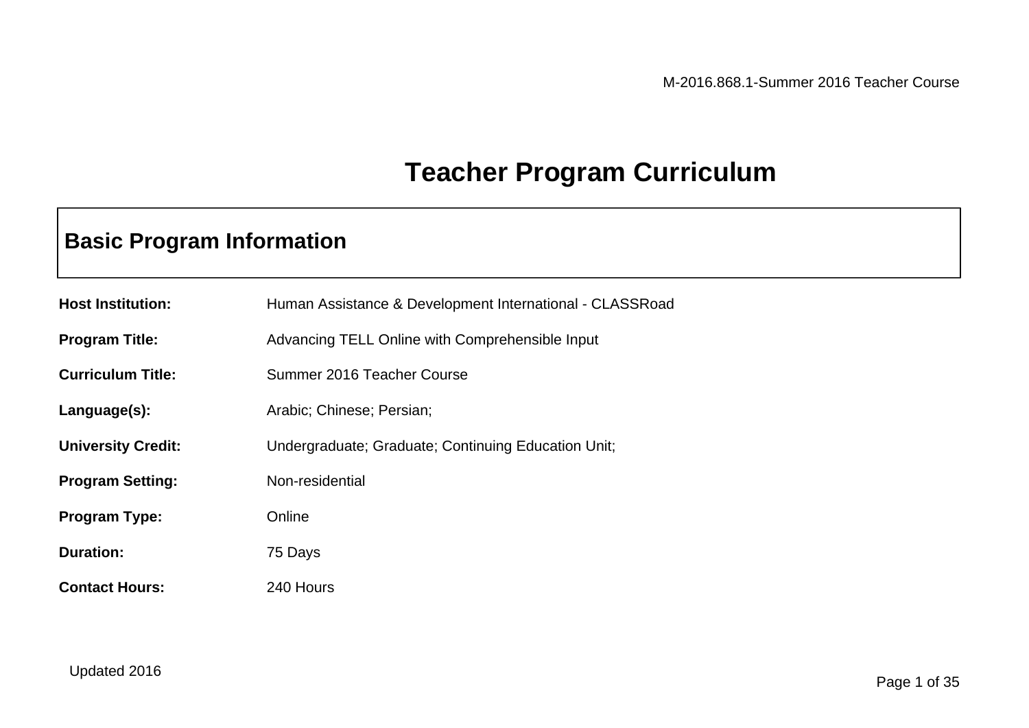# Teacher Program Curriculum

## Basic Program Information

| | |
|---|---|
| **Host Institution:** | Human Assistance & Development International - CLASSRoad |
| **Program Title:** | Advancing TELL Online with Comprehensible Input |
| **Curriculum Title:** | Summer 2016 Teacher Course |
| **Language(s):** | Arabic; Chinese; Persian; |
| **University Credit:** | Undergraduate; Graduate; Continuing Education Unit; |
| **Program Setting:** | Non-residential |
| **Program Type:** | Online |
| **Duration:** | 75 Days |
| **Contact Hours:** | 240 Hours |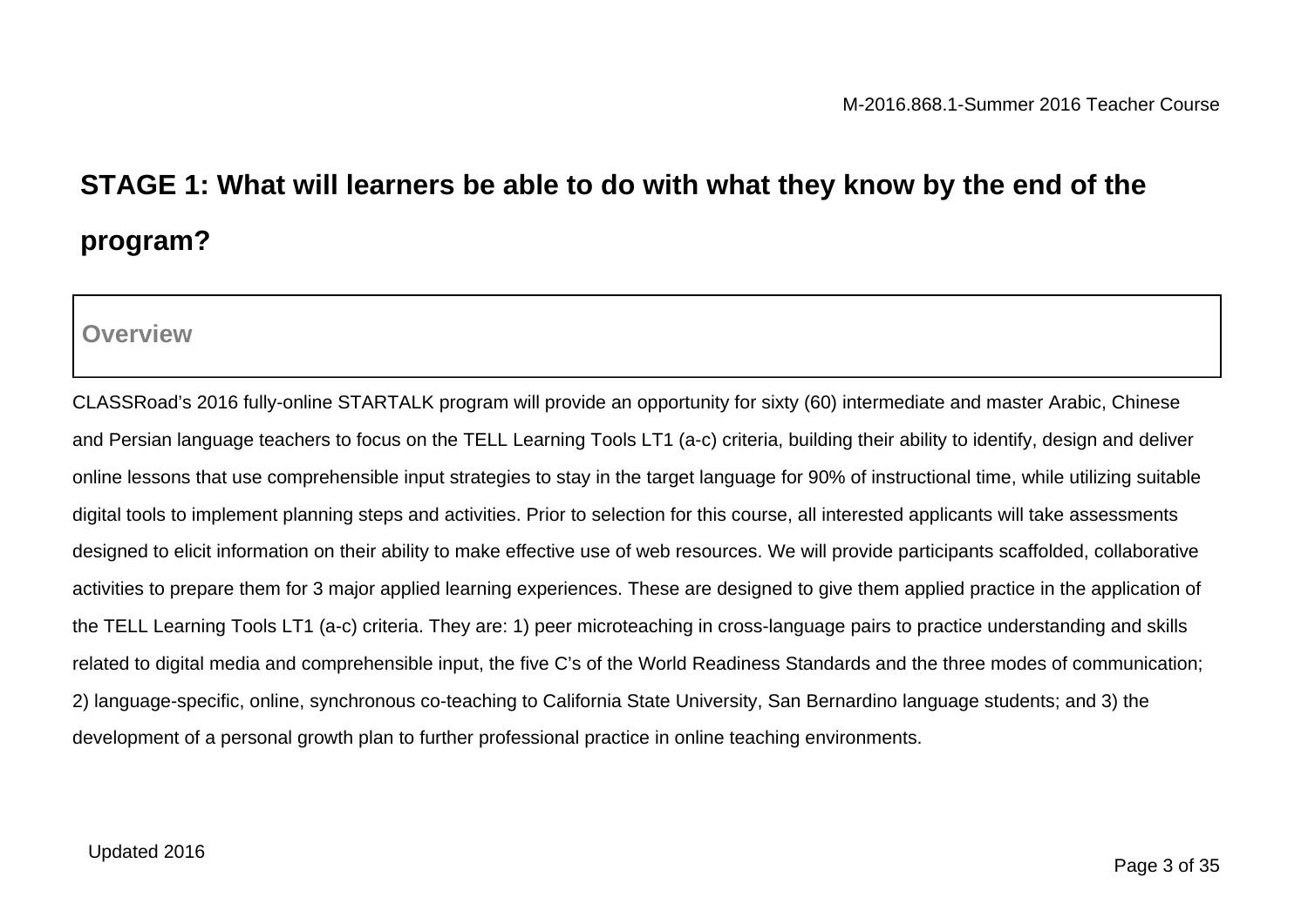## STAGE 1: What will learners be able to do with what they know by the end of the program?

| Overview |
| --- |

CLASSRoad's 2016 fully-online STARTALK program will provide an opportunity for sixty (60) intermediate and master Arabic, Chinese and Persian language teachers to focus on the TELL Learning Tools LT1 (a-c) criteria, building their ability to identify, design and deliver online lessons that use comprehensible input strategies to stay in the target language for 90% of instructional time, while utilizing suitable digital tools to implement planning steps and activities. Prior to selection for this course, all interested applicants will take assessments designed to elicit information on their ability to make effective use of web resources. We will provide participants scaffolded, collaborative activities to prepare them for 3 major applied learning experiences. These are designed to give them applied practice in the application of the TELL Learning Tools LT1 (a-c) criteria. They are: 1) peer microteaching in cross-language pairs to practice understanding and skills related to digital media and comprehensible input, the five C's of the World Readiness Standards and the three modes of communication; 2) language-specific, online, synchronous co-teaching to California State University, San Bernardino language students; and 3) the development of a personal growth plan to further professional practice in online teaching environments.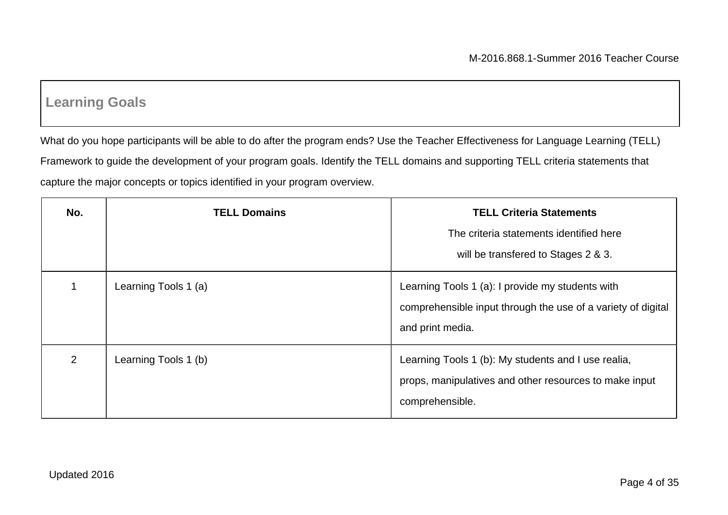## Learning Goals

What do you hope participants will be able to do after the program ends? Use the Teacher Effectiveness for Language Learning (TELL) Framework to guide the development of your program goals. Identify the TELL domains and supporting TELL criteria statements that capture the major concepts or topics identified in your program overview.

| No. | TELL Domains | **TELL Criteria Statements**<br>The criteria statements identified here will be transfered to Stages 2 & 3. |
|---|---|---|
| 1 | Learning Tools 1 (a) | Learning Tools 1 (a): I provide my students with comprehensible input through the use of a variety of digital and print media. |
| 2 | Learning Tools 1 (b) | Learning Tools 1 (b): My students and I use realia, props, manipulatives and other resources to make input comprehensible. |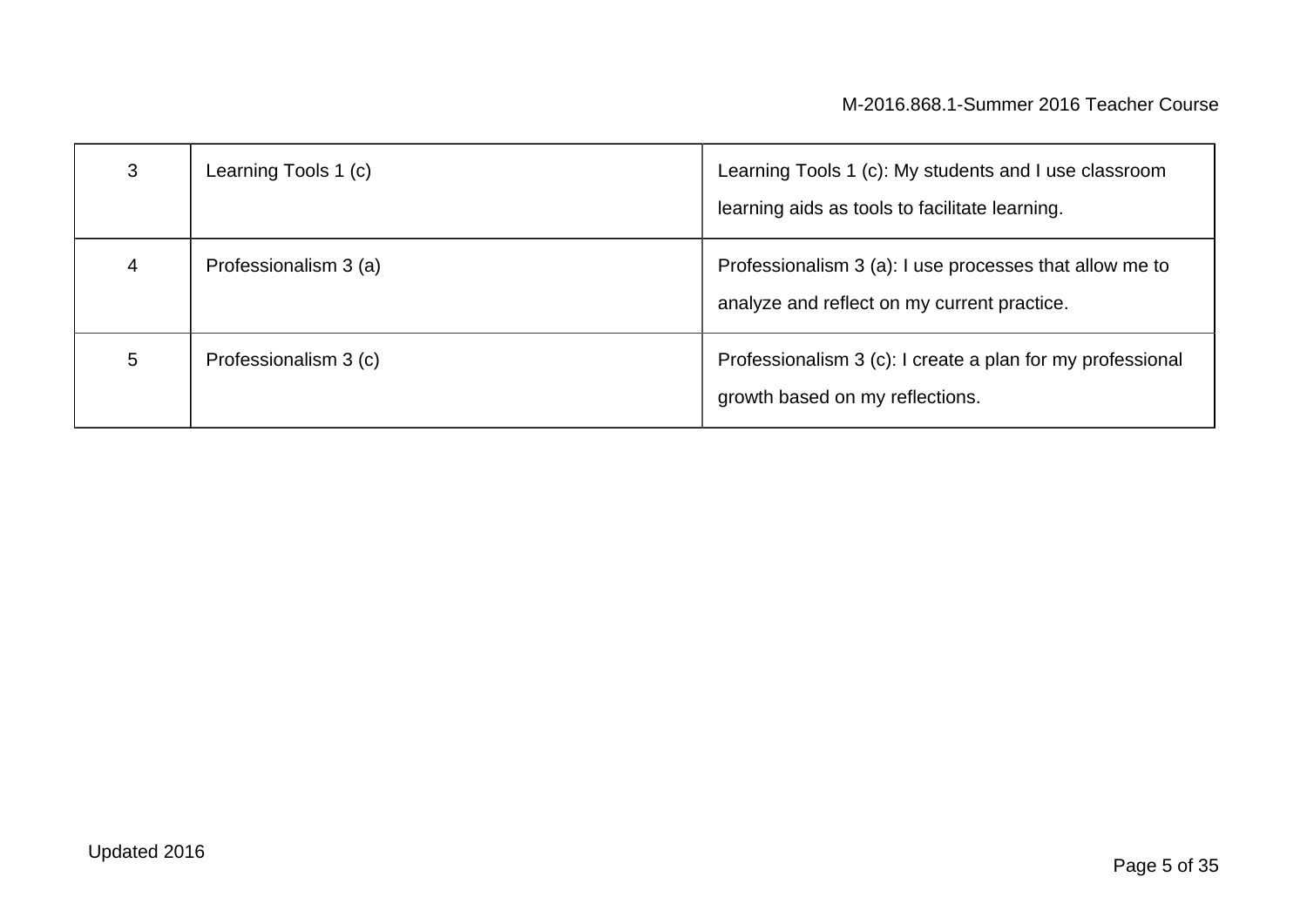| 3 | Learning Tools 1 (c) | Learning Tools 1 (c): My students and I use classroom learning aids as tools to facilitate learning. |
|---|---|---|
| 4 | Professionalism 3 (a) | Professionalism 3 (a): I use processes that allow me to analyze and reflect on my current practice. |
| 5 | Professionalism 3 (c) | Professionalism 3 (c): I create a plan for my professional growth based on my reflections. |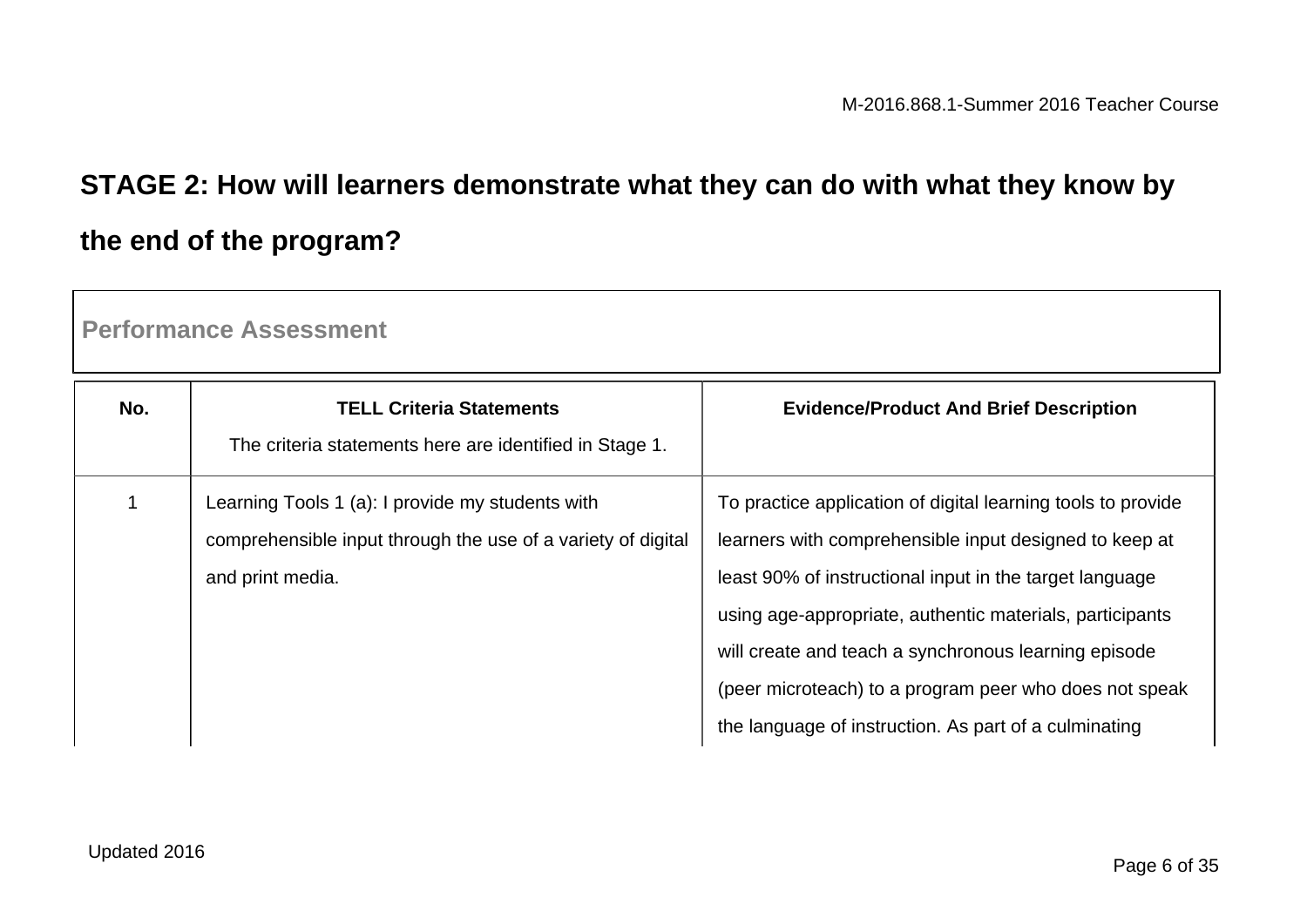## STAGE 2: How will learners demonstrate what they can do with what they know by the end of the program?

### Performance Assessment

| No. | TELL Criteria Statements<br>The criteria statements here are identified in Stage 1. | Evidence/Product And Brief Description |
|---|---|---|
| 1 | Learning Tools 1 (a): I provide my students with comprehensible input through the use of a variety of digital and print media. | To practice application of digital learning tools to provide learners with comprehensible input designed to keep at least 90% of instructional input in the target language using age-appropriate, authentic materials, participants will create and teach a synchronous learning episode (peer microteach) to a program peer who does not speak the language of instruction. As part of a culminating |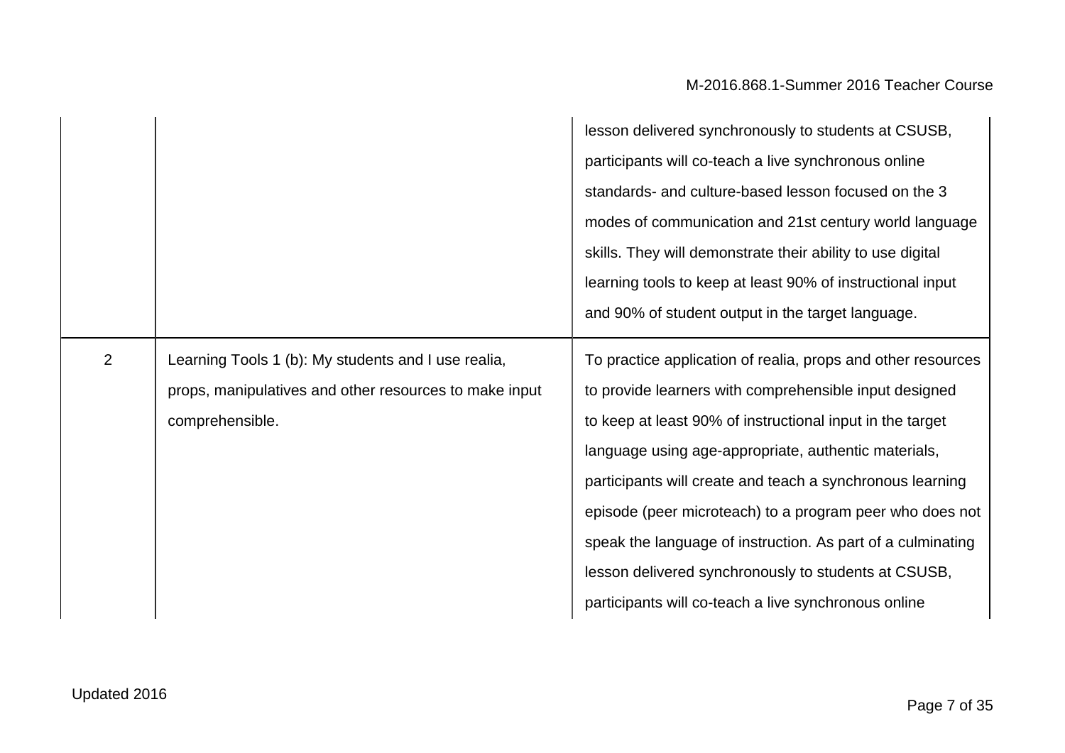| | | |
|---|---|---|
| | | lesson delivered synchronously to students at CSUSB, participants will co-teach a live synchronous online standards- and culture-based lesson focused on the 3 modes of communication and 21st century world language skills. They will demonstrate their ability to use digital learning tools to keep at least 90% of instructional input and 90% of student output in the target language. |
| 2 | Learning Tools 1 (b): My students and I use realia, props, manipulatives and other resources to make input comprehensible. | To practice application of realia, props and other resources to provide learners with comprehensible input designed to keep at least 90% of instructional input in the target language using age-appropriate, authentic materials, participants will create and teach a synchronous learning episode (peer microteach) to a program peer who does not speak the language of instruction. As part of a culminating lesson delivered synchronously to students at CSUSB, participants will co-teach a live synchronous online |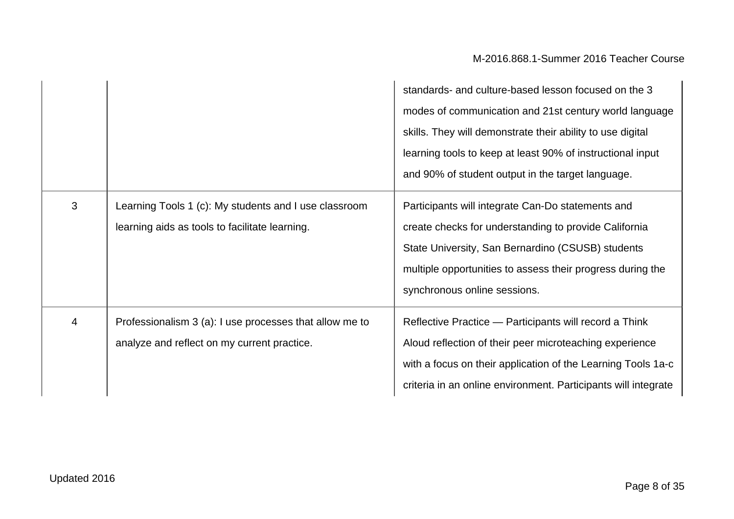| | | |
|---|---|---|
| | | standards- and culture-based lesson focused on the 3 modes of communication and 21st century world language skills. They will demonstrate their ability to use digital learning tools to keep at least 90% of instructional input and 90% of student output in the target language. |
| 3 | Learning Tools 1 (c): My students and I use classroom learning aids as tools to facilitate learning. | Participants will integrate Can-Do statements and create checks for understanding to provide California State University, San Bernardino (CSUSB) students multiple opportunities to assess their progress during the synchronous online sessions. |
| 4 | Professionalism 3 (a): I use processes that allow me to analyze and reflect on my current practice. | Reflective Practice — Participants will record a Think Aloud reflection of their peer microteaching experience with a focus on their application of the Learning Tools 1a-c criteria in an online environment. Participants will integrate |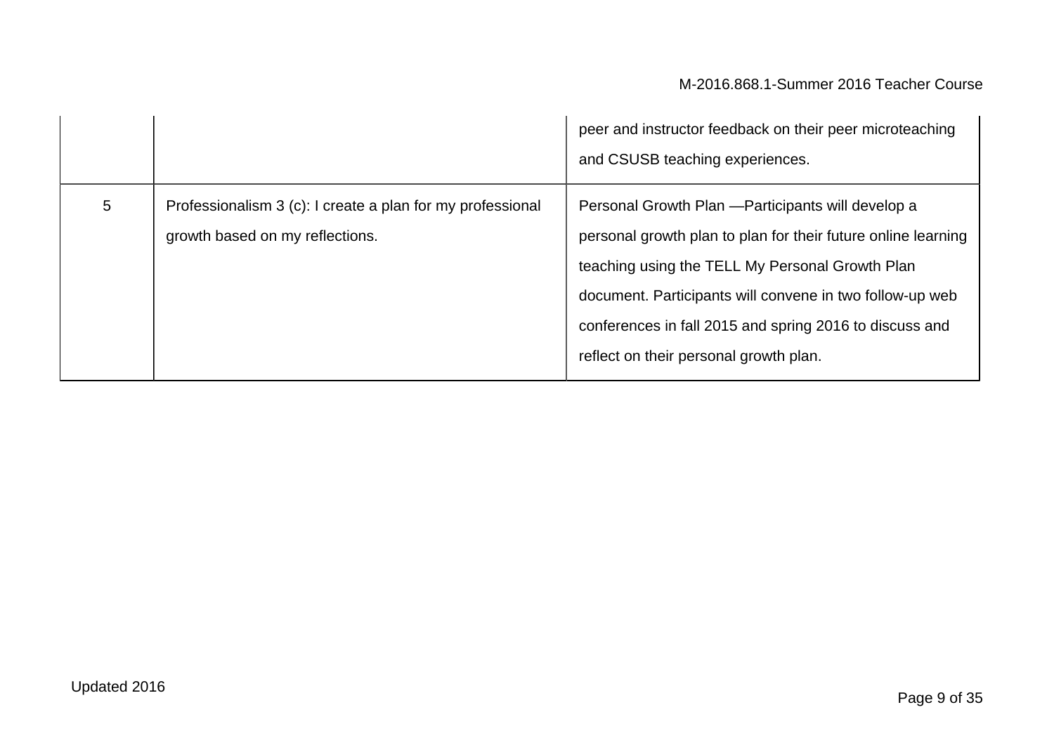| | | |
|---|---|---|
| | | peer and instructor feedback on their peer microteaching and CSUSB teaching experiences. |
| 5 | Professionalism 3 (c): I create a plan for my professional growth based on my reflections. | Personal Growth Plan —Participants will develop a personal growth plan to plan for their future online learning teaching using the TELL My Personal Growth Plan document. Participants will convene in two follow-up web conferences in fall 2015 and spring 2016 to discuss and reflect on their personal growth plan. |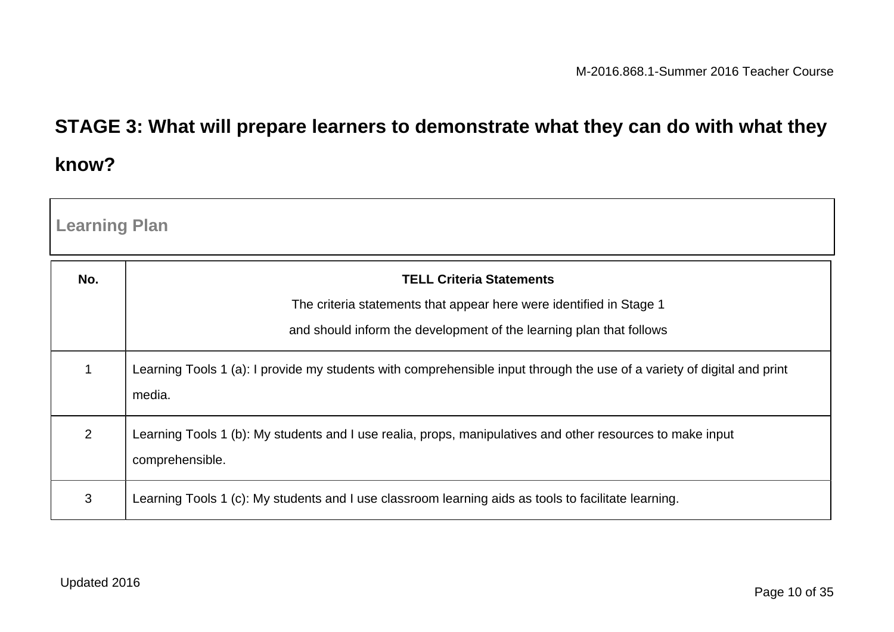## STAGE 3: What will prepare learners to demonstrate what they can do with what they know?

**Learning Plan**

| No. | **TELL Criteria Statements**<br>The criteria statements that appear here were identified in Stage 1<br>and should inform the development of the learning plan that follows |
|---|---|
| 1 | Learning Tools 1 (a): I provide my students with comprehensible input through the use of a variety of digital and print media. |
| 2 | Learning Tools 1 (b): My students and I use realia, props, manipulatives and other resources to make input comprehensible. |
| 3 | Learning Tools 1 (c): My students and I use classroom learning aids as tools to facilitate learning. |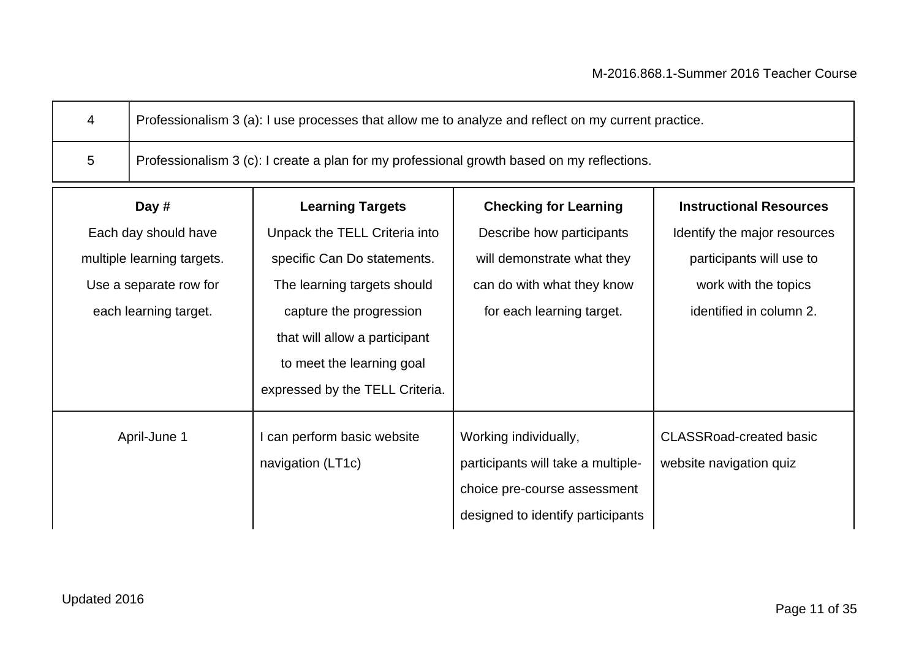| | |
|---|---|
| 4 | Professionalism 3 (a): I use processes that allow me to analyze and reflect on my current practice. |
| 5 | Professionalism 3 (c): I create a plan for my professional growth based on my reflections. |

| **Day #** Each day should have multiple learning targets. Use a separate row for each learning target. | **Learning Targets** Unpack the TELL Criteria into specific Can Do statements. The learning targets should capture the progression that will allow a participant to meet the learning goal expressed by the TELL Criteria. | **Checking for Learning** Describe how participants will demonstrate what they can do with what they know for each learning target. | **Instructional Resources** Identify the major resources participants will use to work with the topics identified in column 2. |
|---|---|---|---|
| April-June 1 | I can perform basic website navigation (LT1c) | Working individually, participants will take a multiple-choice pre-course assessment designed to identify participants | CLASSRoad-created basic website navigation quiz |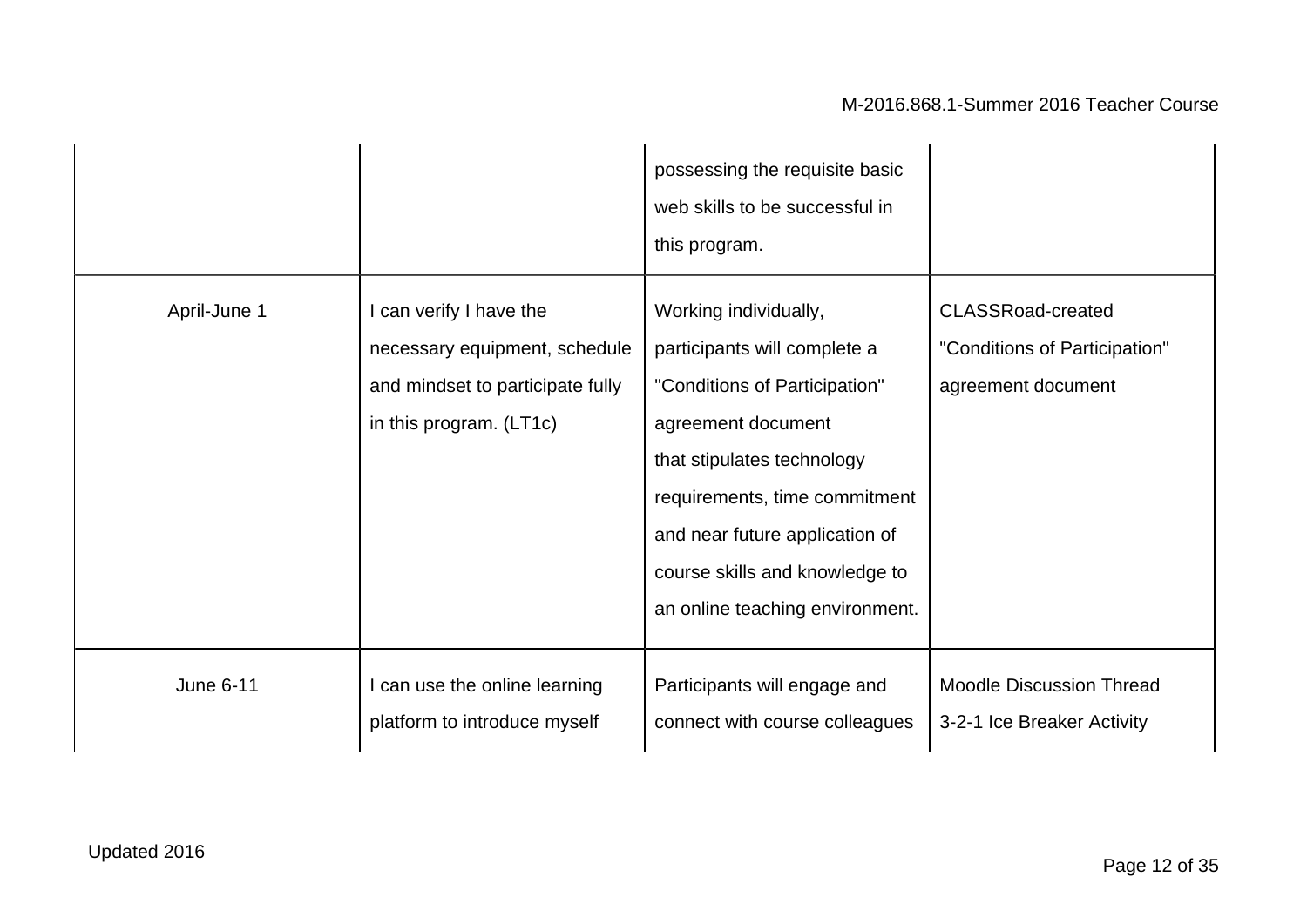| | | | |
|---|---|---|---|
| | | possessing the requisite basic web skills to be successful in this program. | |
| April-June 1 | I can verify I have the necessary equipment, schedule and mindset to participate fully in this program. (LT1c) | Working individually, participants will complete a "Conditions of Participation" agreement document that stipulates technology requirements, time commitment and near future application of course skills and knowledge to an online teaching environment. | CLASSRoad-created "Conditions of Participation" agreement document |
| June 6-11 | I can use the online learning platform to introduce myself | Participants will engage and connect with course colleagues | Moodle Discussion Thread 3-2-1 Ice Breaker Activity |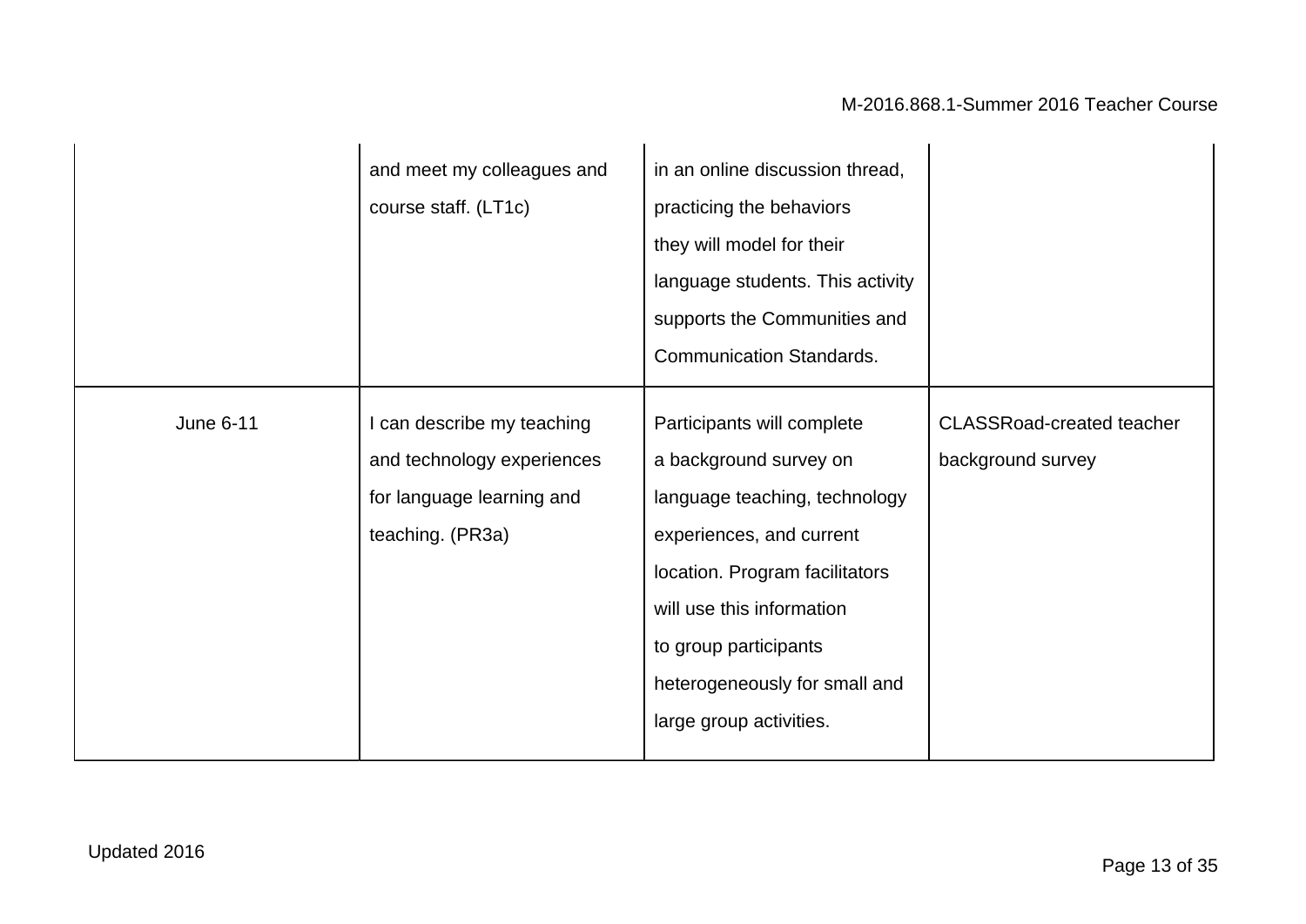| | | | |
|---|---|---|---|
| | and meet my colleagues and course staff. (LT1c) | in an online discussion thread, practicing the behaviors they will model for their language students. This activity supports the Communities and Communication Standards. | |
| June 6-11 | I can describe my teaching and technology experiences for language learning and teaching. (PR3a) | Participants will complete a background survey on language teaching, technology experiences, and current location. Program facilitators will use this information to group participants heterogeneously for small and large group activities. | CLASSRoad-created teacher background survey |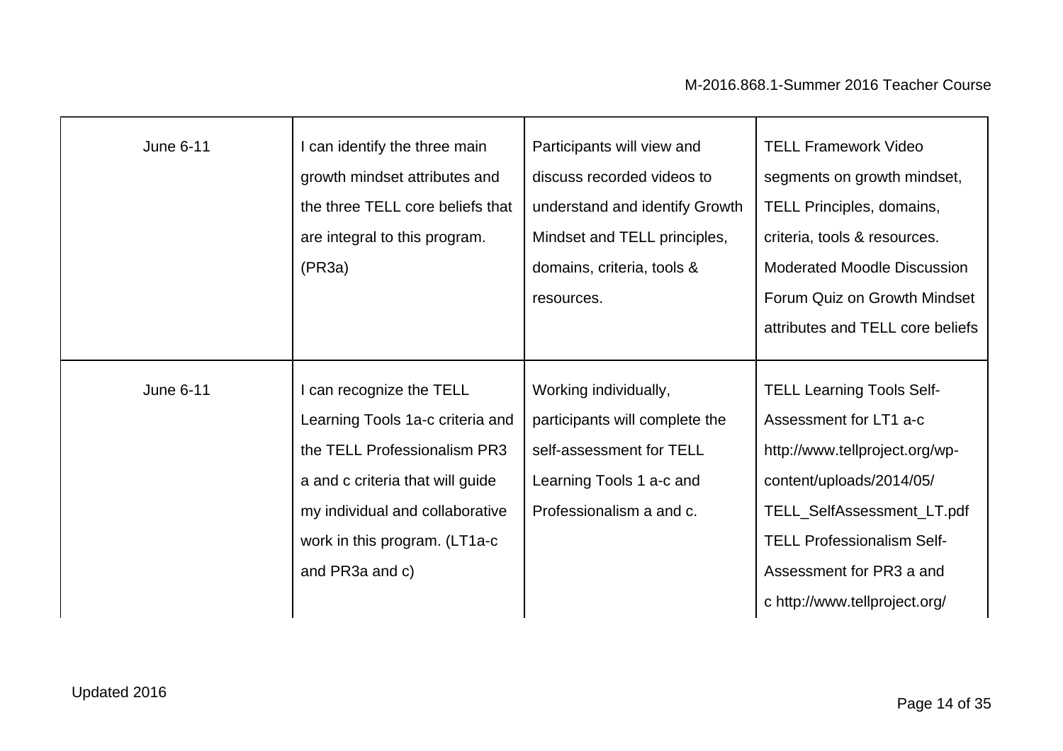| June 6-11 | I can identify the three main growth mindset attributes and the three TELL core beliefs that are integral to this program. (PR3a) | Participants will view and discuss recorded videos to understand and identify Growth Mindset and TELL principles, domains, criteria, tools & resources. | TELL Framework Video segments on growth mindset, TELL Principles, domains, criteria, tools & resources. Moderated Moodle Discussion Forum Quiz on Growth Mindset attributes and TELL core beliefs |
|---|---|---|---|
| June 6-11 | I can recognize the TELL Learning Tools 1a-c criteria and the TELL Professionalism PR3 a and c criteria that will guide my individual and collaborative work in this program. (LT1a-c and PR3a and c) | Working individually, participants will complete the self-assessment for TELL Learning Tools 1 a-c and Professionalism a and c. | TELL Learning Tools Self-Assessment for LT1 a-c http://www.tellproject.org/wp-content/uploads/2014/05/TELL_SelfAssessment_LT.pdf TELL Professionalism Self-Assessment for PR3 a and c http://www.tellproject.org/ |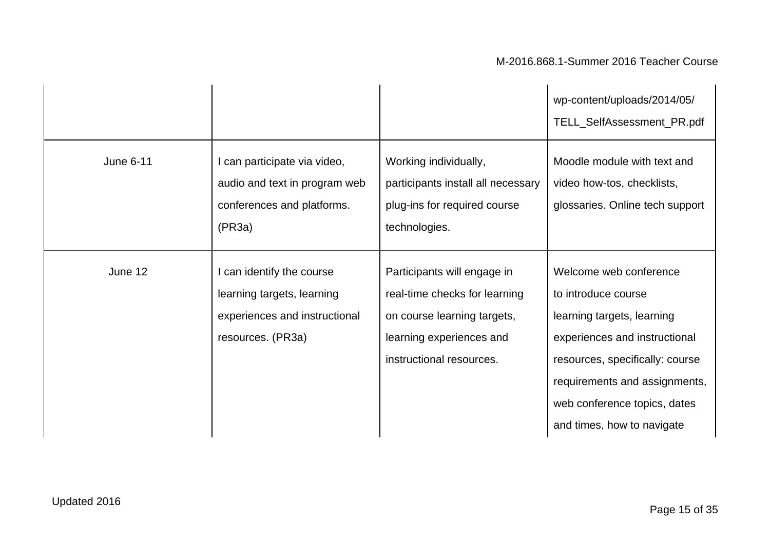| | | | |
|---|---|---|---|
| | | | wp-content/uploads/2014/05/ TELL_SelfAssessment_PR.pdf |
| June 6-11 | I can participate via video, audio and text in program web conferences and platforms. (PR3a) | Working individually, participants install all necessary plug-ins for required course technologies. | Moodle module with text and video how-tos, checklists, glossaries. Online tech support |
| June 12 | I can identify the course learning targets, learning experiences and instructional resources. (PR3a) | Participants will engage in real-time checks for learning on course learning targets, learning experiences and instructional resources. | Welcome web conference to introduce course learning targets, learning experiences and instructional resources, specifically: course requirements and assignments, web conference topics, dates and times, how to navigate |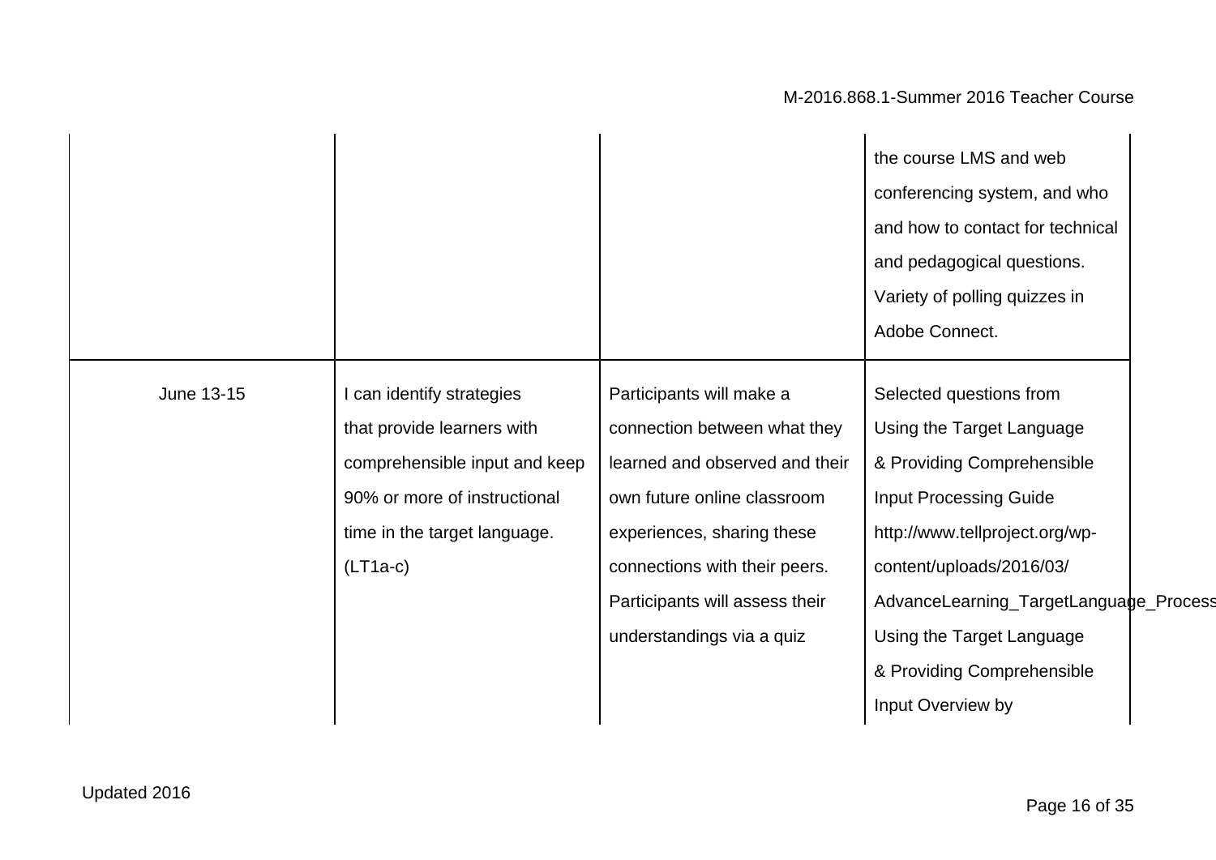|  |  |  |  |
|---|---|---|---|
|  |  |  | the course LMS and web conferencing system, and who and how to contact for technical and pedagogical questions. Variety of polling quizzes in Adobe Connect. |
| June 13-15 | I can identify strategies that provide learners with comprehensible input and keep 90% or more of instructional time in the target language. (LT1a-c) | Participants will make a connection between what they learned and observed and their own future online classroom experiences, sharing these connections with their peers. Participants will assess their understandings via a quiz | Selected questions from Using the Target Language & Providing Comprehensible Input Processing Guide http://www.tellproject.org/wp-content/uploads/2016/03/AdvanceLearning_TargetLanguage_Process Using the Target Language & Providing Comprehensible Input Overview by |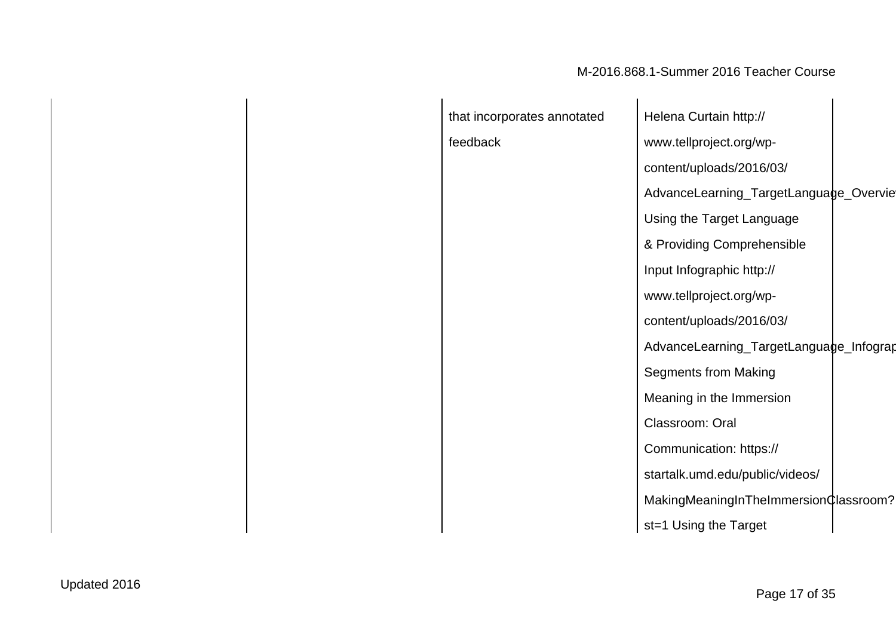|  |  |  |  |
|---|---|---|---|
|  |  | that incorporates annotated feedback | Helena Curtain http://www.tellproject.org/wp-content/uploads/2016/03/AdvanceLearning_TargetLanguage_Overvie Using the Target Language & Providing Comprehensible Input Infographic http://www.tellproject.org/wp-content/uploads/2016/03/AdvanceLearning_TargetLanguage_Infograp Segments from Making Meaning in the Immersion Classroom: Oral Communication: https://startalk.umd.edu/public/videos/MakingMeaningInTheImmersionClassroom?st=1 Using the Target |

Updated 2016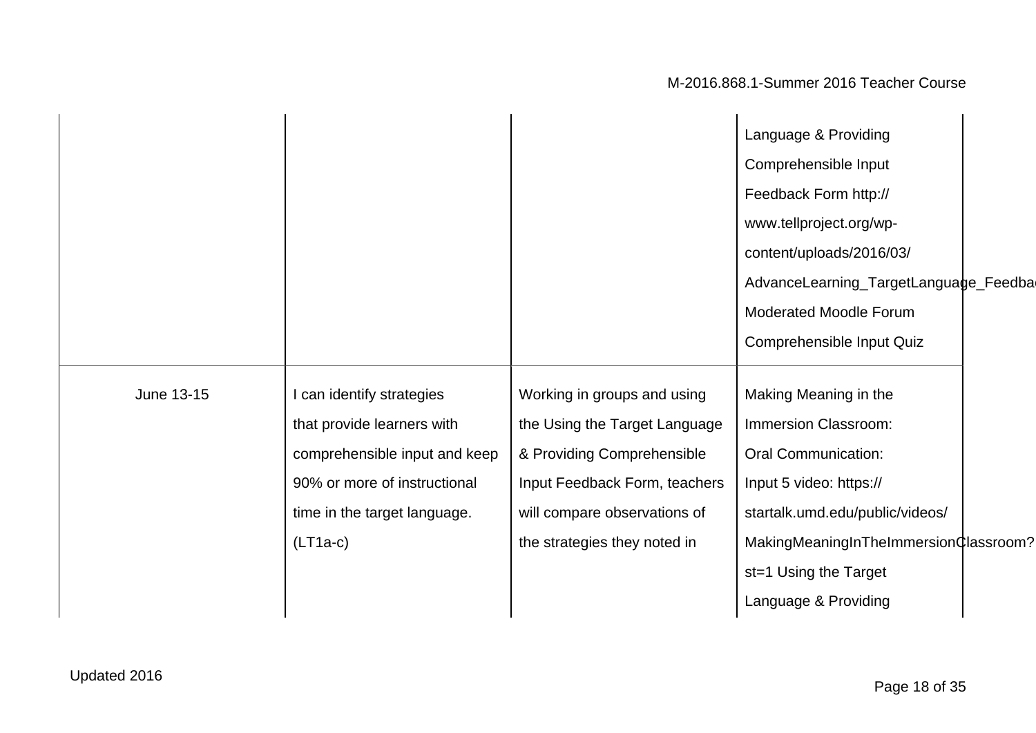| | | | |
|---|---|---|---|
| | | | Language & Providing Comprehensible Input Feedback Form http:// www.tellproject.org/wp-content/uploads/2016/03/ AdvanceLearning_TargetLanguage_Feedbac Moderated Moodle Forum Comprehensible Input Quiz |
| June 13-15 | I can identify strategies that provide learners with comprehensible input and keep 90% or more of instructional time in the target language. (LT1a-c) | Working in groups and using the Using the Target Language & Providing Comprehensible Input Feedback Form, teachers will compare observations of the strategies they noted in | Making Meaning in the Immersion Classroom: Oral Communication: Input 5 video: https:// startalk.umd.edu/public/videos/ MakingMeaningInTheImmersionClassroom? st=1 Using the Target Language & Providing |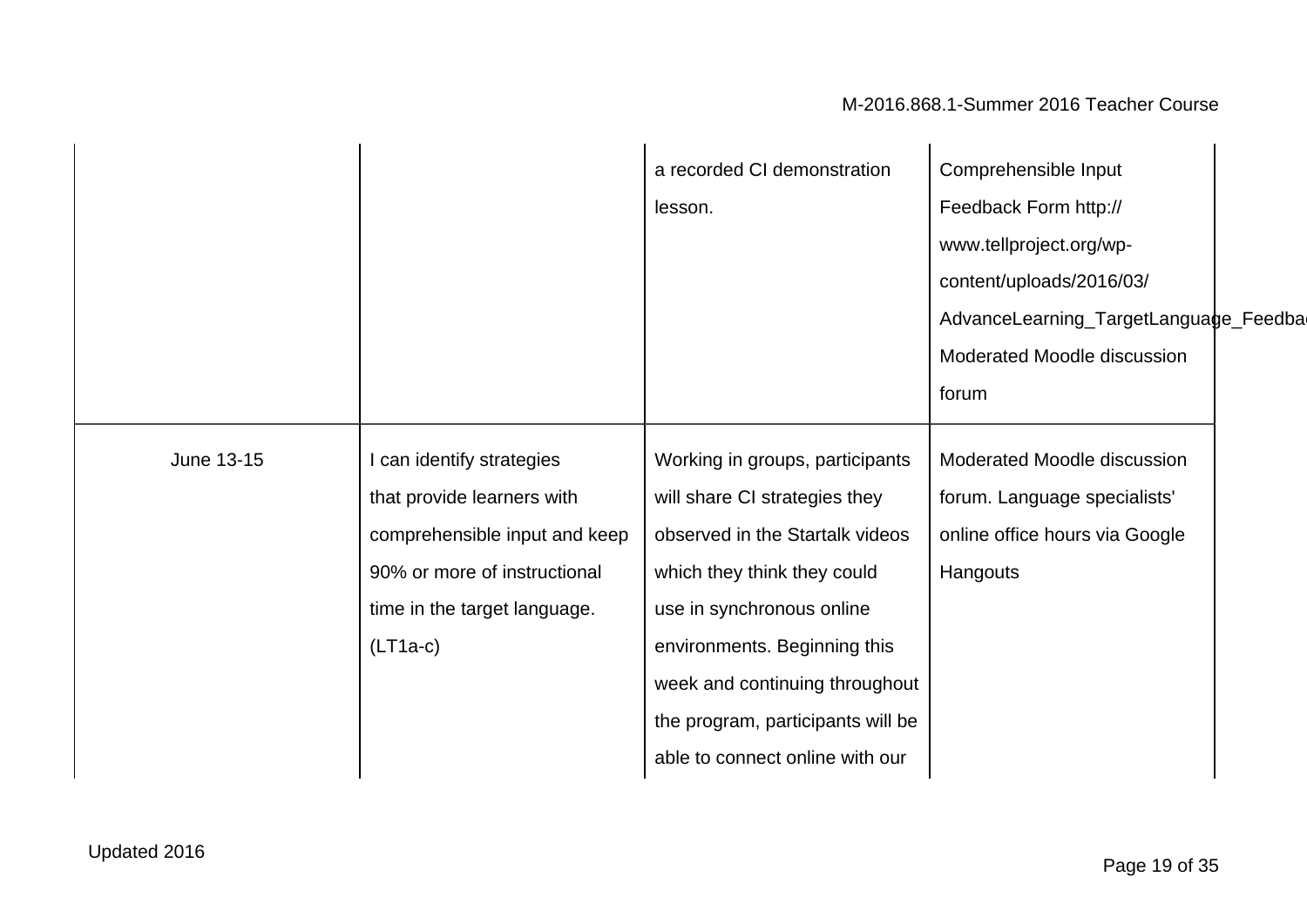| | | | |
|---|---|---|---|
| | | a recorded CI demonstration lesson. | Comprehensible Input Feedback Form http:// www.tellproject.org/wp-content/uploads/2016/03/ AdvanceLearning_TargetLanguage_Feedba Moderated Moodle discussion forum |
| June 13-15 | I can identify strategies that provide learners with comprehensible input and keep 90% or more of instructional time in the target language. (LT1a-c) | Working in groups, participants will share CI strategies they observed in the Startalk videos which they think they could use in synchronous online environments. Beginning this week and continuing throughout the program, participants will be able to connect online with our | Moderated Moodle discussion forum. Language specialists' online office hours via Google Hangouts |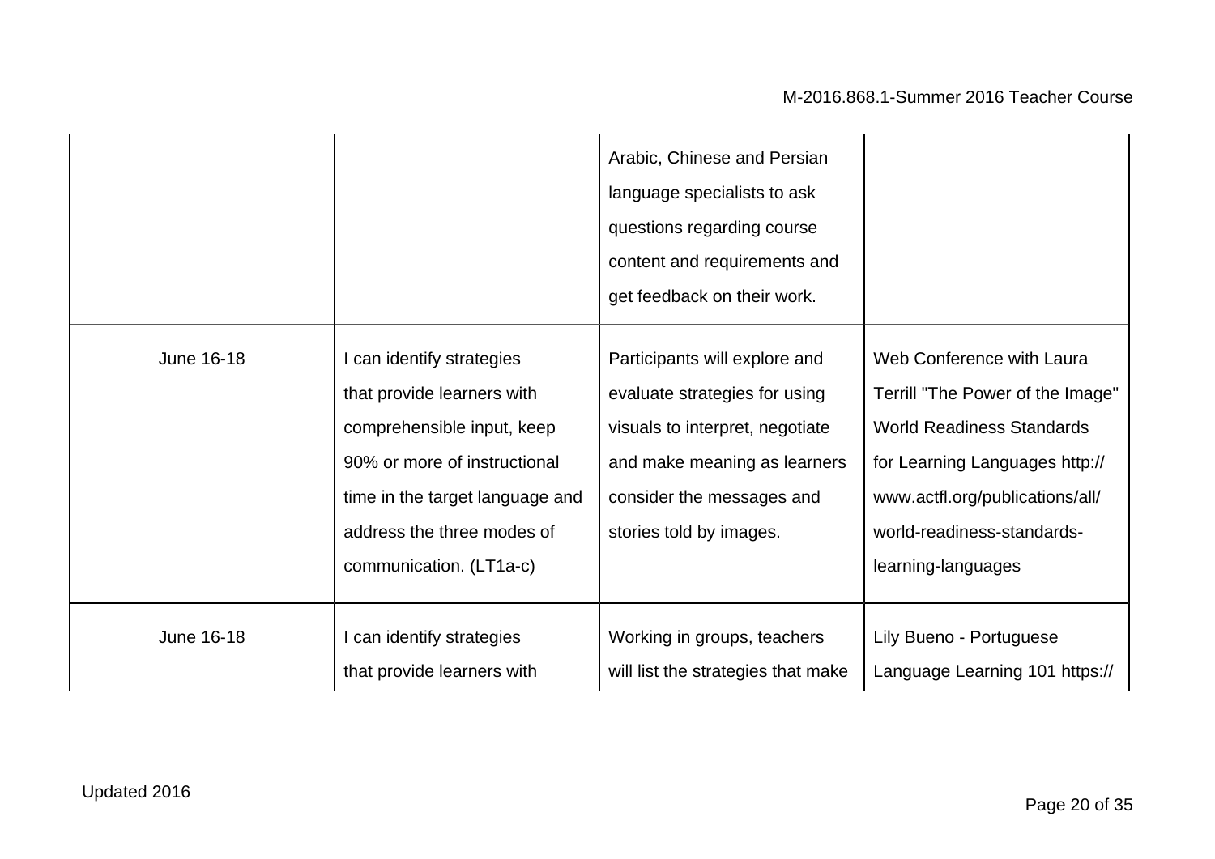| | | | |
|---|---|---|---|
| | | Arabic, Chinese and Persian language specialists to ask questions regarding course content and requirements and get feedback on their work. | |
| June 16-18 | I can identify strategies that provide learners with comprehensible input, keep 90% or more of instructional time in the target language and address the three modes of communication. (LT1a-c) | Participants will explore and evaluate strategies for using visuals to interpret, negotiate and make meaning as learners consider the messages and stories told by images. | Web Conference with Laura Terrill "The Power of the Image" World Readiness Standards for Learning Languages http://www.actfl.org/publications/all/world-readiness-standards-learning-languages |
| June 16-18 | I can identify strategies that provide learners with | Working in groups, teachers will list the strategies that make | Lily Bueno - Portuguese Language Learning 101 https:// |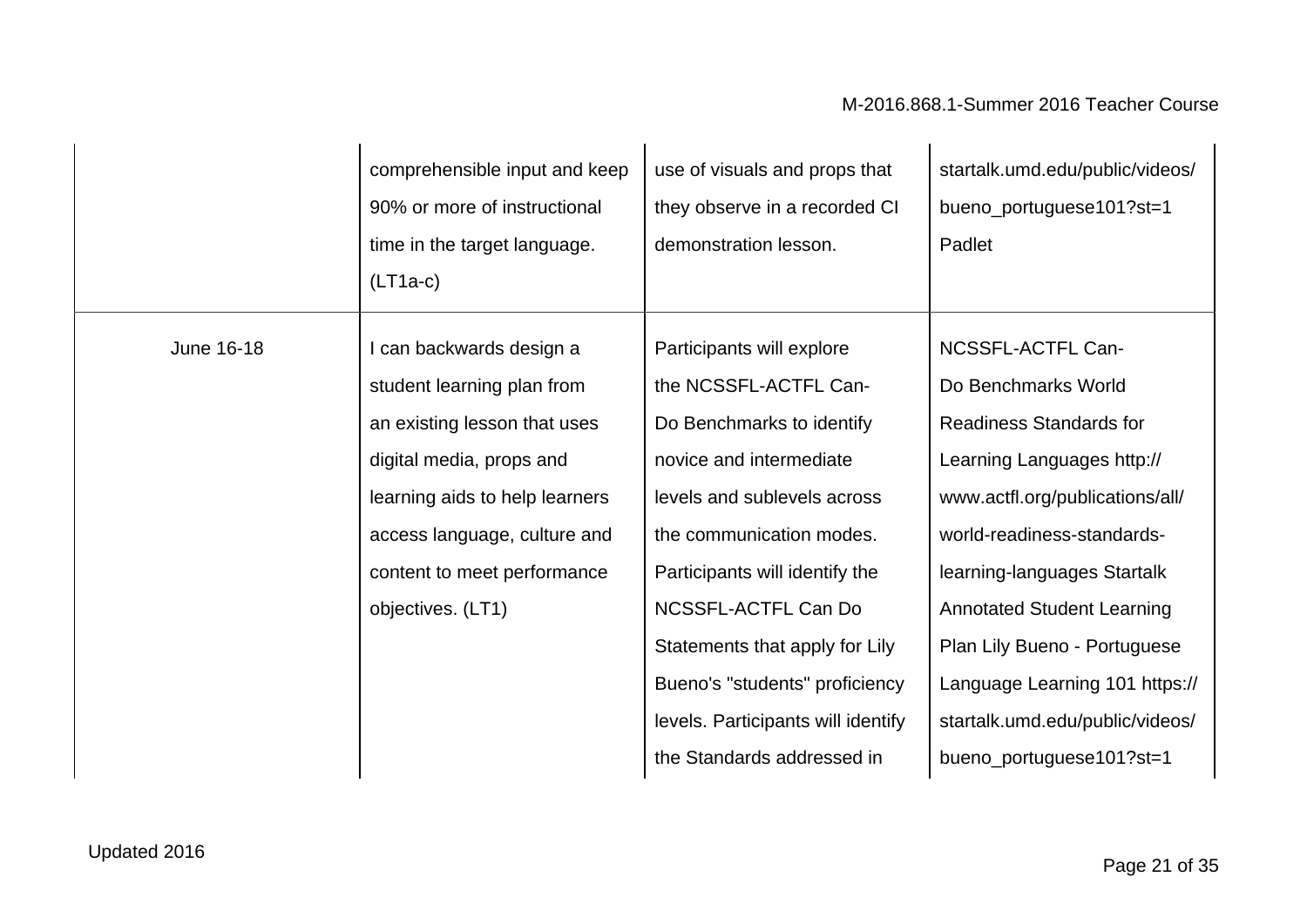| | | | |
|---|---|---|---|
| | comprehensible input and keep 90% or more of instructional time in the target language. (LT1a-c) | use of visuals and props that they observe in a recorded CI demonstration lesson. | startalk.umd.edu/public/videos/bueno_portuguese101?st=1 Padlet |
| June 16-18 | I can backwards design a student learning plan from an existing lesson that uses digital media, props and learning aids to help learners access language, culture and content to meet performance objectives. (LT1) | Participants will explore the NCSSFL-ACTFL Can-Do Benchmarks to identify novice and intermediate levels and sublevels across the communication modes. Participants will identify the NCSSFL-ACTFL Can Do Statements that apply for Lily Bueno's "students" proficiency levels. Participants will identify the Standards addressed in | NCSSFL-ACTFL Can-Do Benchmarks World Readiness Standards for Learning Languages http://www.actfl.org/publications/all/world-readiness-standards-learning-languages Startalk Annotated Student Learning Plan Lily Bueno - Portuguese Language Learning 101 https://startalk.umd.edu/public/videos/bueno_portuguese101?st=1 |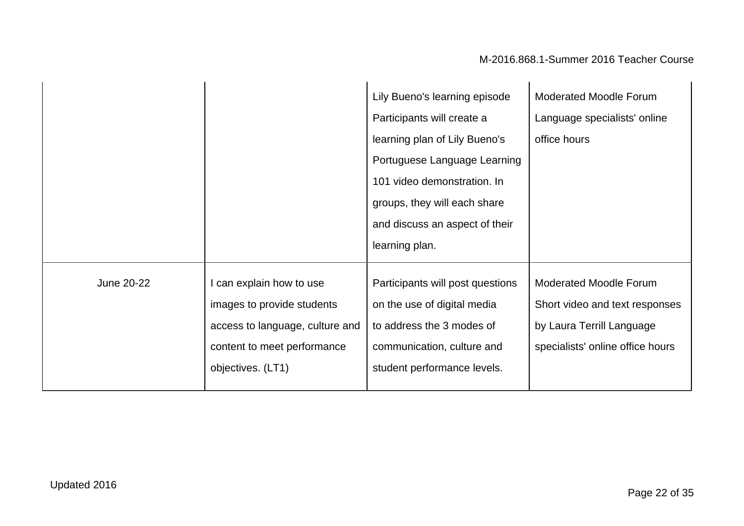| | | | |
|---|---|---|---|
| | | Lily Bueno's learning episode Participants will create a learning plan of Lily Bueno's Portuguese Language Learning 101 video demonstration. In groups, they will each share and discuss an aspect of their learning plan. | Moderated Moodle Forum Language specialists' online office hours |
| June 20-22 | I can explain how to use images to provide students access to language, culture and content to meet performance objectives. (LT1) | Participants will post questions on the use of digital media to address the 3 modes of communication, culture and student performance levels. | Moderated Moodle Forum Short video and text responses by Laura Terrill Language specialists' online office hours |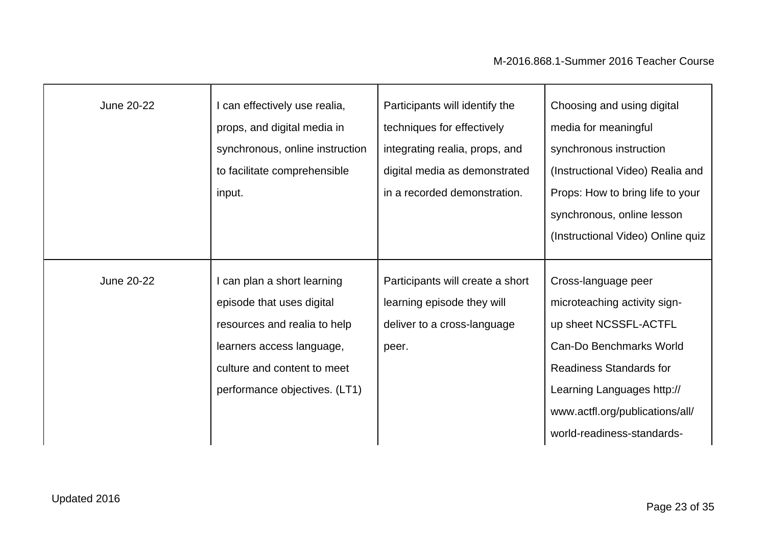| June 20-22 | I can effectively use realia, props, and digital media in synchronous, online instruction to facilitate comprehensible input. | Participants will identify the techniques for effectively integrating realia, props, and digital media as demonstrated in a recorded demonstration. | Choosing and using digital media for meaningful synchronous instruction (Instructional Video) Realia and Props: How to bring life to your synchronous, online lesson (Instructional Video) Online quiz |
|---|---|---|---|
| June 20-22 | I can plan a short learning episode that uses digital resources and realia to help learners access language, culture and content to meet performance objectives. (LT1) | Participants will create a short learning episode they will deliver to a cross-language peer. | Cross-language peer microteaching activity sign-up sheet NCSSFL-ACTFL Can-Do Benchmarks World Readiness Standards for Learning Languages http://www.actfl.org/publications/all/world-readiness-standards- |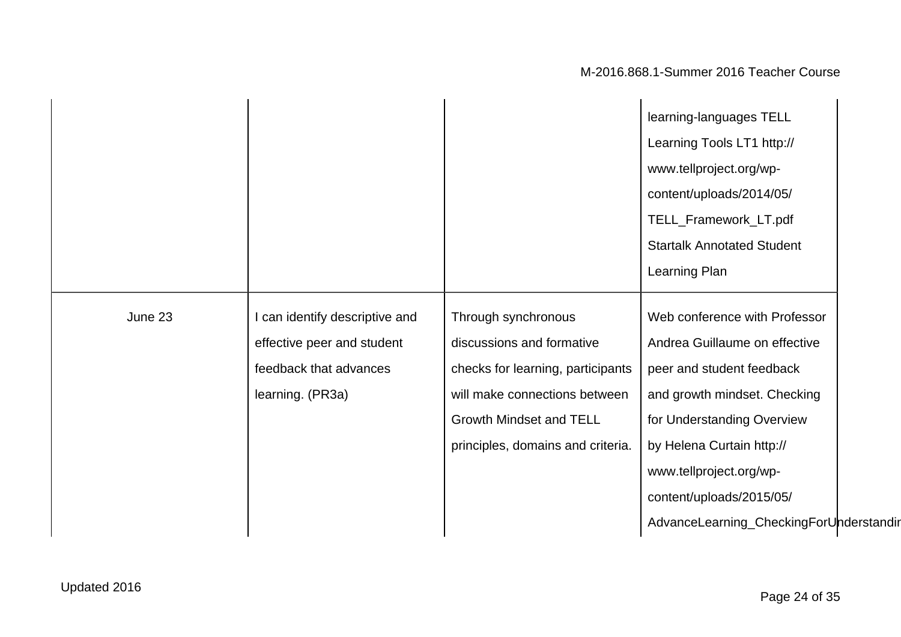| | | | |
|---|---|---|---|
| | | | learning-languages TELL Learning Tools LT1 http://www.tellproject.org/wp-content/uploads/2014/05/TELL_Framework_LT.pdf Startalk Annotated Student Learning Plan |
| June 23 | I can identify descriptive and effective peer and student feedback that advances learning. (PR3a) | Through synchronous discussions and formative checks for learning, participants will make connections between Growth Mindset and TELL principles, domains and criteria. | Web conference with Professor Andrea Guillaume on effective peer and student feedback and growth mindset. Checking for Understanding Overview by Helena Curtain http://www.tellproject.org/wp-content/uploads/2015/05/AdvanceLearning_CheckingForUnderstandin |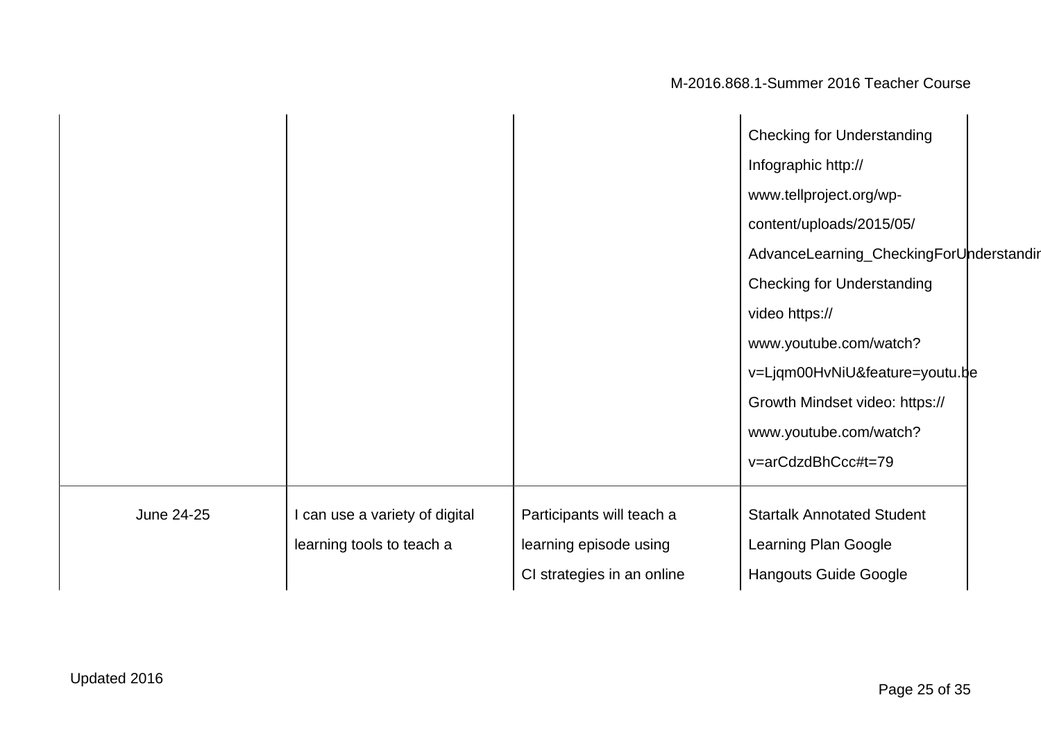| | | | |
|---|---|---|---|
| | | | Checking for Understanding Infographic http://www.tellproject.org/wp-content/uploads/2015/05/AdvanceLearning_CheckingForUnderstandir Checking for Understanding video https://www.youtube.com/watch?v=Ljqm00HvNiU&feature=youtu.be Growth Mindset video: https://www.youtube.com/watch?v=arCdzdBhCcc#t=79 |
| June 24-25 | I can use a variety of digital learning tools to teach a | Participants will teach a learning episode using CI strategies in an online | Startalk Annotated Student Learning Plan Google Hangouts Guide Google |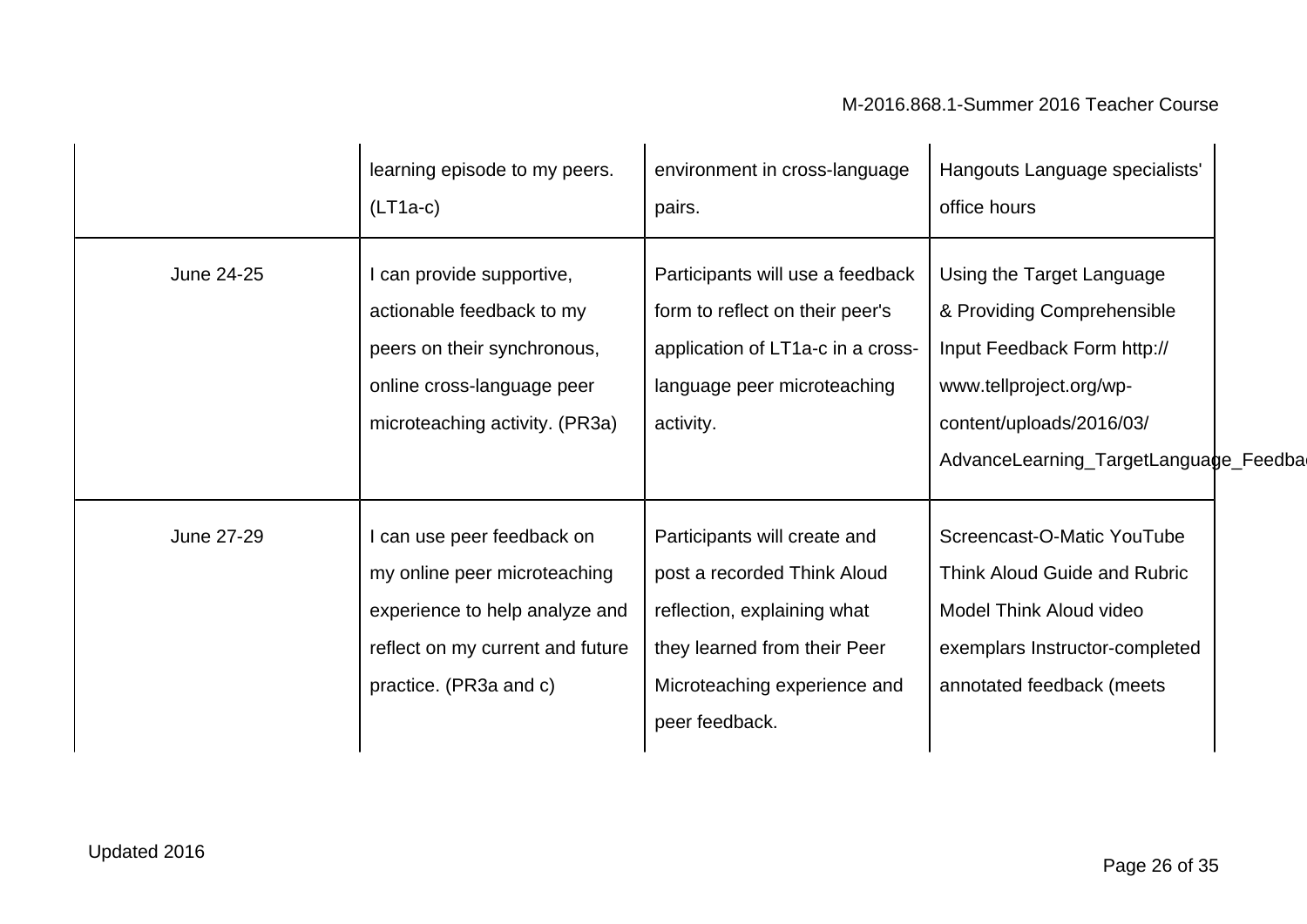| | | | |
|---|---|---|---|
| | learning episode to my peers. (LT1a-c) | environment in cross-language pairs. | Hangouts Language specialists' office hours |
| June 24-25 | I can provide supportive, actionable feedback to my peers on their synchronous, online cross-language peer microteaching activity. (PR3a) | Participants will use a feedback form to reflect on their peer's application of LT1a-c in a cross-language peer microteaching activity. | Using the Target Language & Providing Comprehensible Input Feedback Form http://www.tellproject.org/wp-content/uploads/2016/03/AdvanceLearning_TargetLanguage_Feedba |
| June 27-29 | I can use peer feedback on my online peer microteaching experience to help analyze and reflect on my current and future practice. (PR3a and c) | Participants will create and post a recorded Think Aloud reflection, explaining what they learned from their Peer Microteaching experience and peer feedback. | Screencast-O-Matic YouTube Think Aloud Guide and Rubric Model Think Aloud video exemplars Instructor-completed annotated feedback (meets |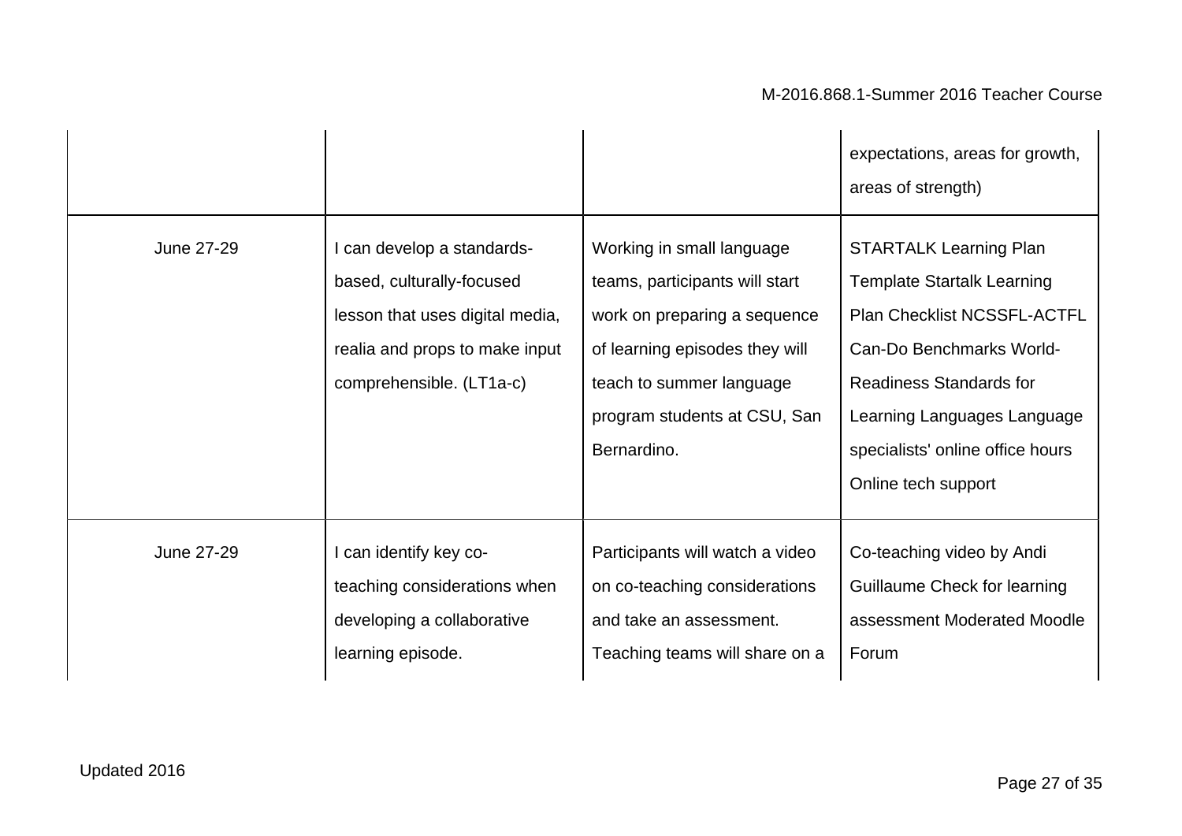| | | | |
|---|---|---|---|
| | | | expectations, areas for growth, areas of strength) |
| June 27-29 | I can develop a standards-based, culturally-focused lesson that uses digital media, realia and props to make input comprehensible. (LT1a-c) | Working in small language teams, participants will start work on preparing a sequence of learning episodes they will teach to summer language program students at CSU, San Bernardino. | STARTALK Learning Plan Template Startalk Learning Plan Checklist NCSSFL-ACTFL Can-Do Benchmarks World-Readiness Standards for Learning Languages Language specialists' online office hours Online tech support |
| June 27-29 | I can identify key co-teaching considerations when developing a collaborative learning episode. | Participants will watch a video on co-teaching considerations and take an assessment. Teaching teams will share on a | Co-teaching video by Andi Guillaume Check for learning assessment Moderated Moodle Forum |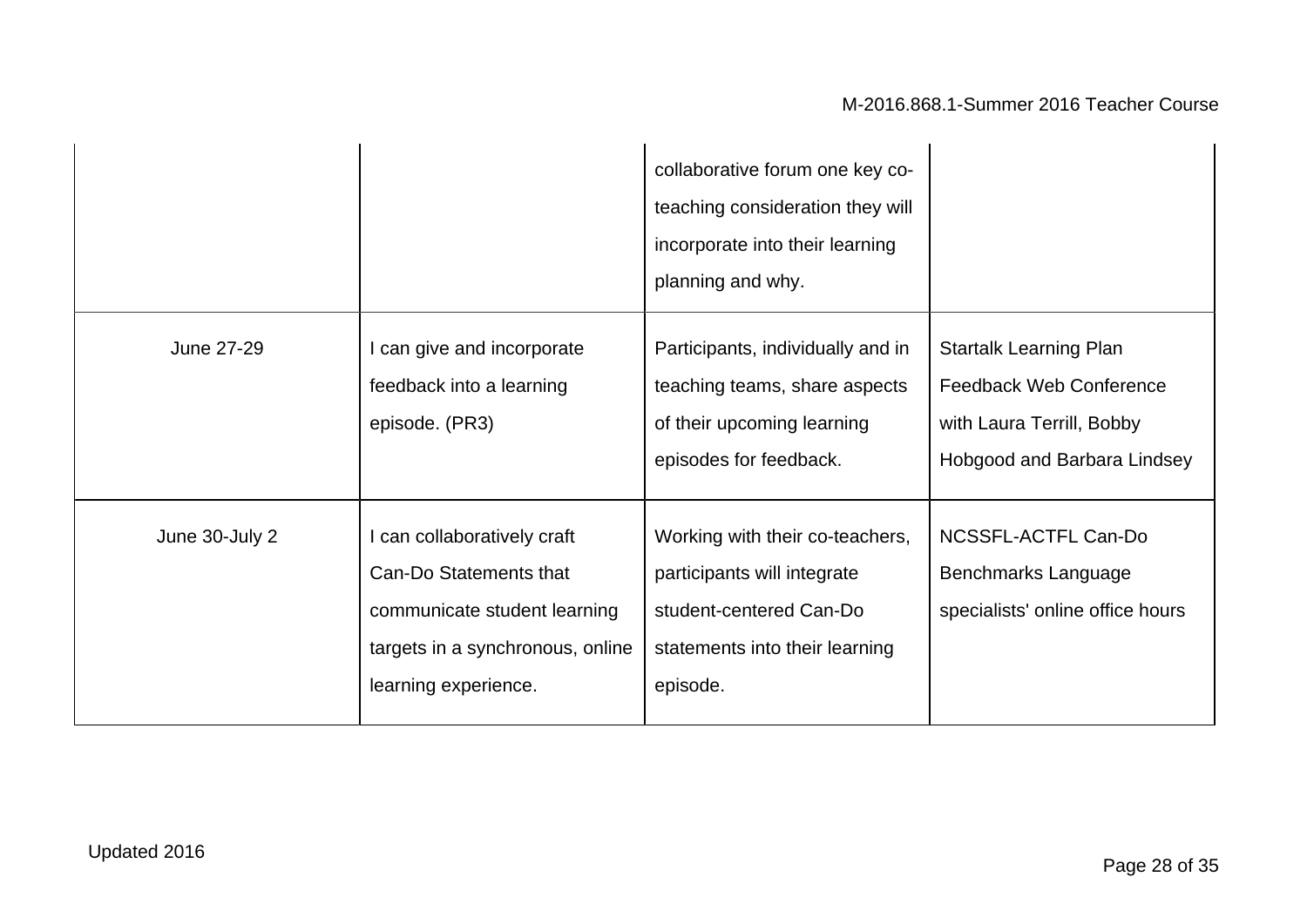| | | | |
|---|---|---|---|
| | | collaborative forum one key co-teaching consideration they will incorporate into their learning planning and why. | |
| June 27-29 | I can give and incorporate feedback into a learning episode. (PR3) | Participants, individually and in teaching teams, share aspects of their upcoming learning episodes for feedback. | Startalk Learning Plan Feedback Web Conference with Laura Terrill, Bobby Hobgood and Barbara Lindsey |
| June 30-July 2 | I can collaboratively craft Can-Do Statements that communicate student learning targets in a synchronous, online learning experience. | Working with their co-teachers, participants will integrate student-centered Can-Do statements into their learning episode. | NCSSFL-ACTFL Can-Do Benchmarks Language specialists' online office hours |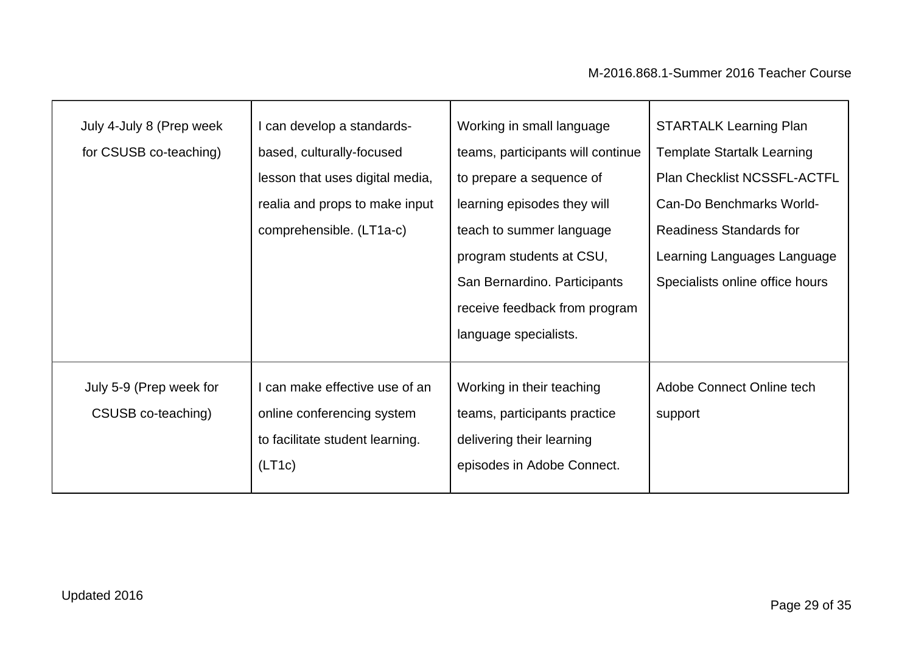| | | | |
|---|---|---|---|
| July 4-July 8 (Prep week for CSUSB co-teaching) | I can develop a standards-based, culturally-focused lesson that uses digital media, realia and props to make input comprehensible. (LT1a-c) | Working in small language teams, participants will continue to prepare a sequence of learning episodes they will teach to summer language program students at CSU, San Bernardino. Participants receive feedback from program language specialists. | STARTALK Learning Plan Template Startalk Learning Plan Checklist NCSSFL-ACTFL Can-Do Benchmarks World-Readiness Standards for Learning Languages Language Specialists online office hours |
| July 5-9 (Prep week for CSUSB co-teaching) | I can make effective use of an online conferencing system to facilitate student learning. (LT1c) | Working in their teaching teams, participants practice delivering their learning episodes in Adobe Connect. | Adobe Connect Online tech support |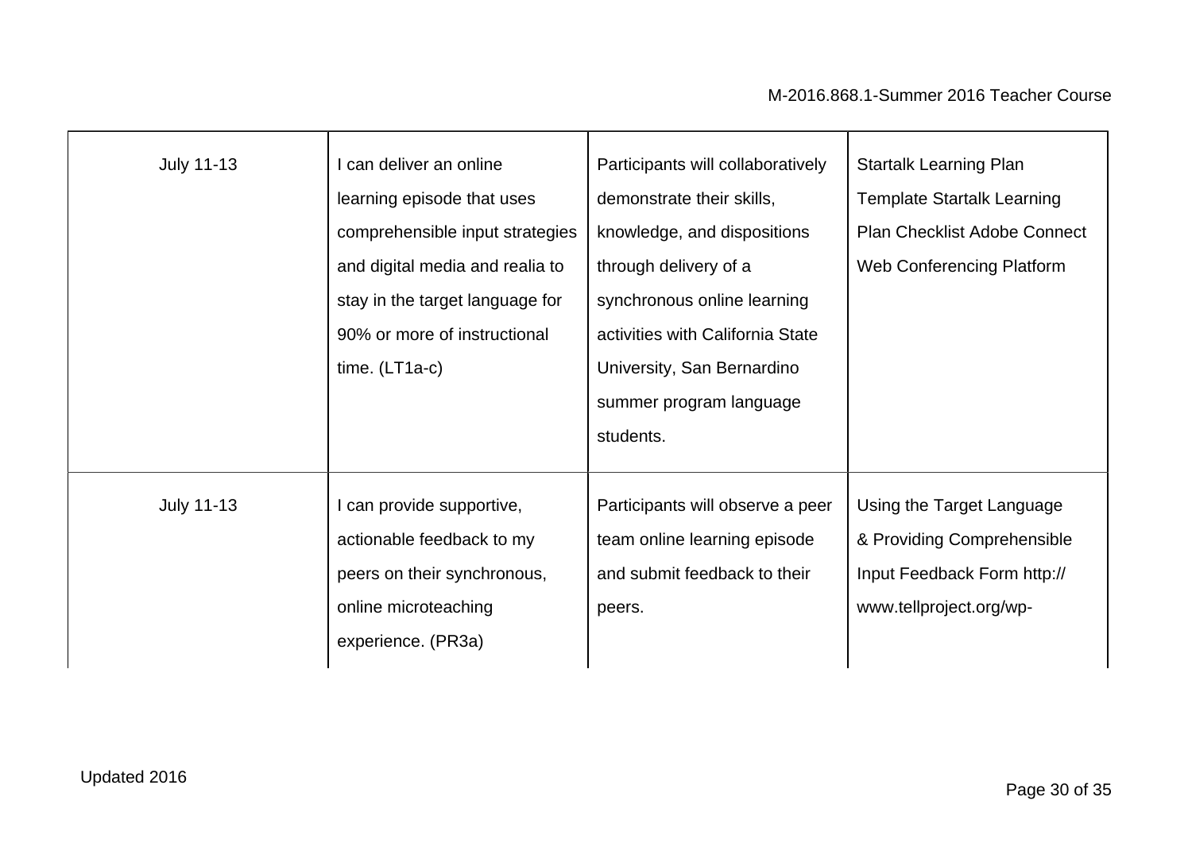| | | | |
|---|---|---|---|
| July 11-13 | I can deliver an online learning episode that uses comprehensible input strategies and digital media and realia to stay in the target language for 90% or more of instructional time. (LT1a-c) | Participants will collaboratively demonstrate their skills, knowledge, and dispositions through delivery of a synchronous online learning activities with California State University, San Bernardino summer program language students. | Startalk Learning Plan Template Startalk Learning Plan Checklist Adobe Connect Web Conferencing Platform |
| July 11-13 | I can provide supportive, actionable feedback to my peers on their synchronous, online microteaching experience. (PR3a) | Participants will observe a peer team online learning episode and submit feedback to their peers. | Using the Target Language & Providing Comprehensible Input Feedback Form http:// www.tellproject.org/wp- |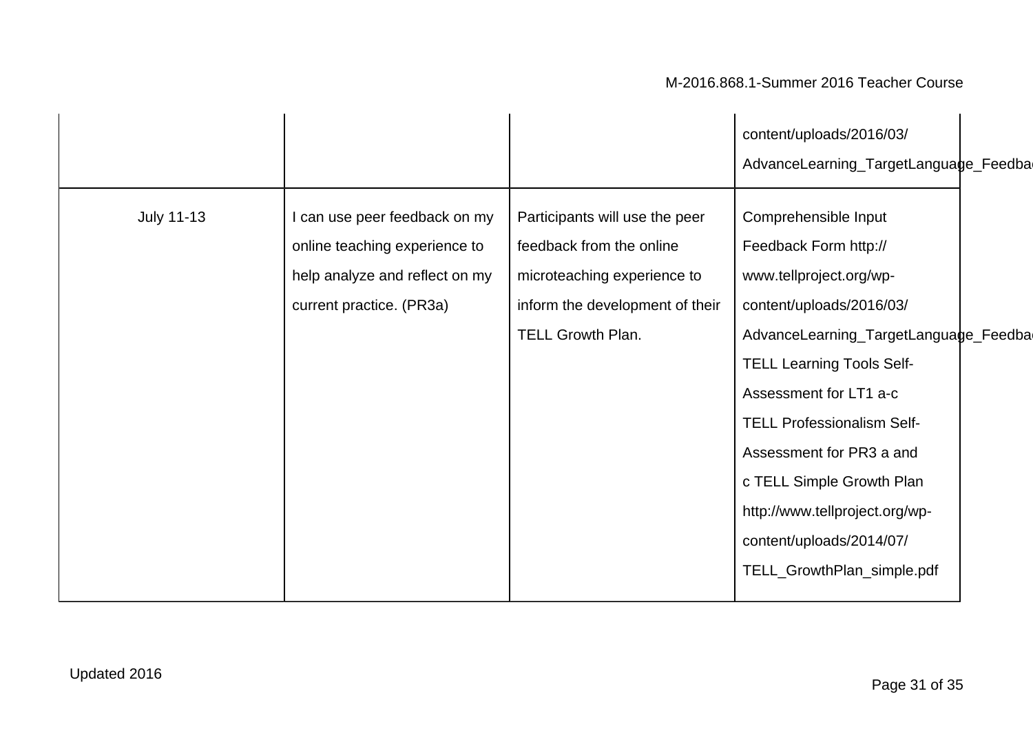|  |  |  |  |
|---|---|---|---|
|  |  |  | content/uploads/2016/03/ AdvanceLearning_TargetLanguage_Feedba |
| July 11-13 | I can use peer feedback on my online teaching experience to help analyze and reflect on my current practice. (PR3a) | Participants will use the peer feedback from the online microteaching experience to inform the development of their TELL Growth Plan. | Comprehensible Input Feedback Form http:// www.tellproject.org/wp- content/uploads/2016/03/ AdvanceLearning_TargetLanguage_Feedba TELL Learning Tools Self- Assessment for LT1 a-c TELL Professionalism Self- Assessment for PR3 a and c TELL Simple Growth Plan http://www.tellproject.org/wp- content/uploads/2014/07/ TELL_GrowthPlan_simple.pdf |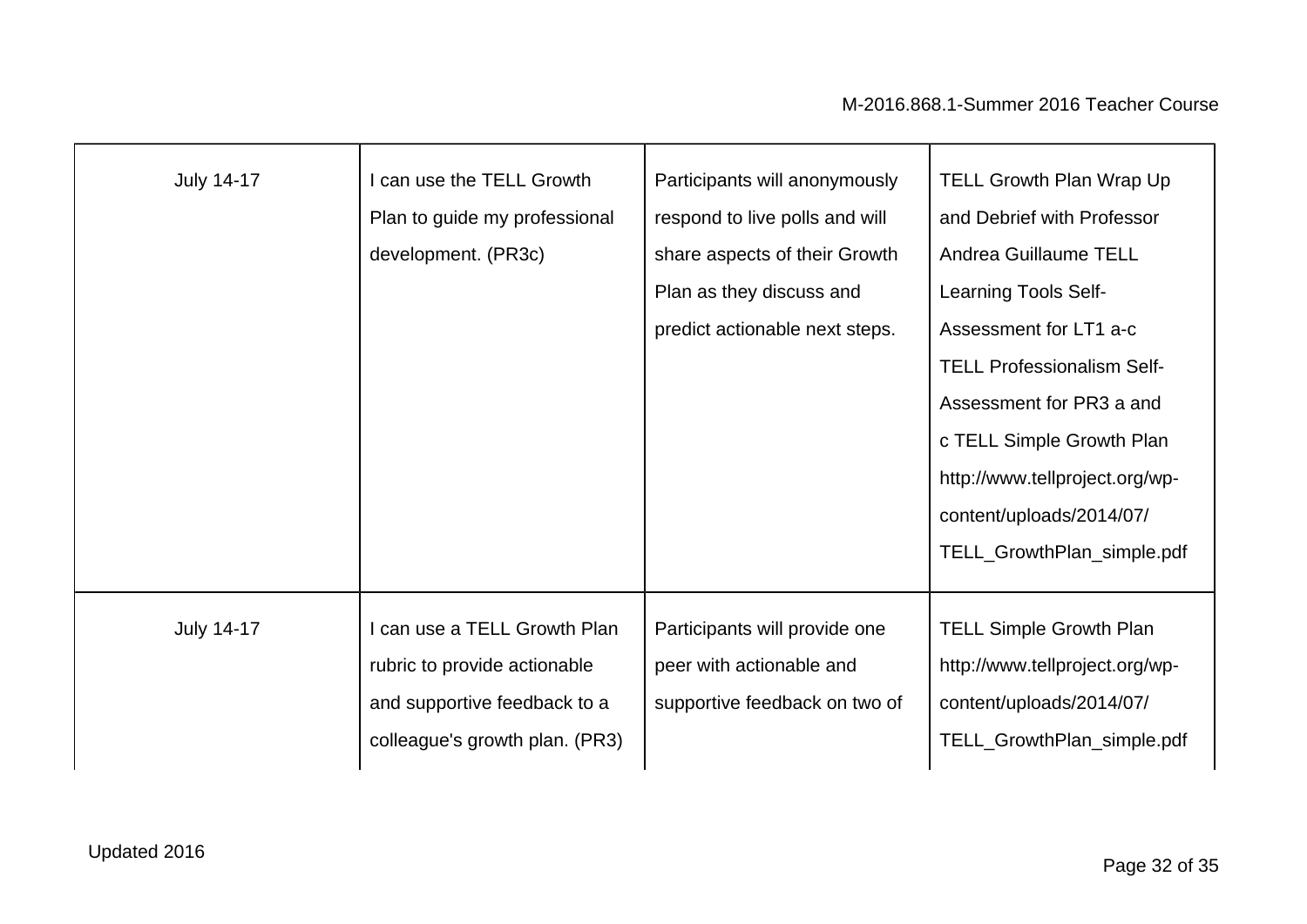| | | | |
|---|---|---|---|
| July 14-17 | I can use the TELL Growth Plan to guide my professional development. (PR3c) | Participants will anonymously respond to live polls and will share aspects of their Growth Plan as they discuss and predict actionable next steps. | TELL Growth Plan Wrap Up and Debrief with Professor Andrea Guillaume TELL Learning Tools Self-Assessment for LT1 a-c TELL Professionalism Self-Assessment for PR3 a and c TELL Simple Growth Plan http://www.tellproject.org/wp-content/uploads/2014/07/TELL_GrowthPlan_simple.pdf |
| July 14-17 | I can use a TELL Growth Plan rubric to provide actionable and supportive feedback to a colleague's growth plan. (PR3) | Participants will provide one peer with actionable and supportive feedback on two of | TELL Simple Growth Plan http://www.tellproject.org/wp-content/uploads/2014/07/TELL_GrowthPlan_simple.pdf |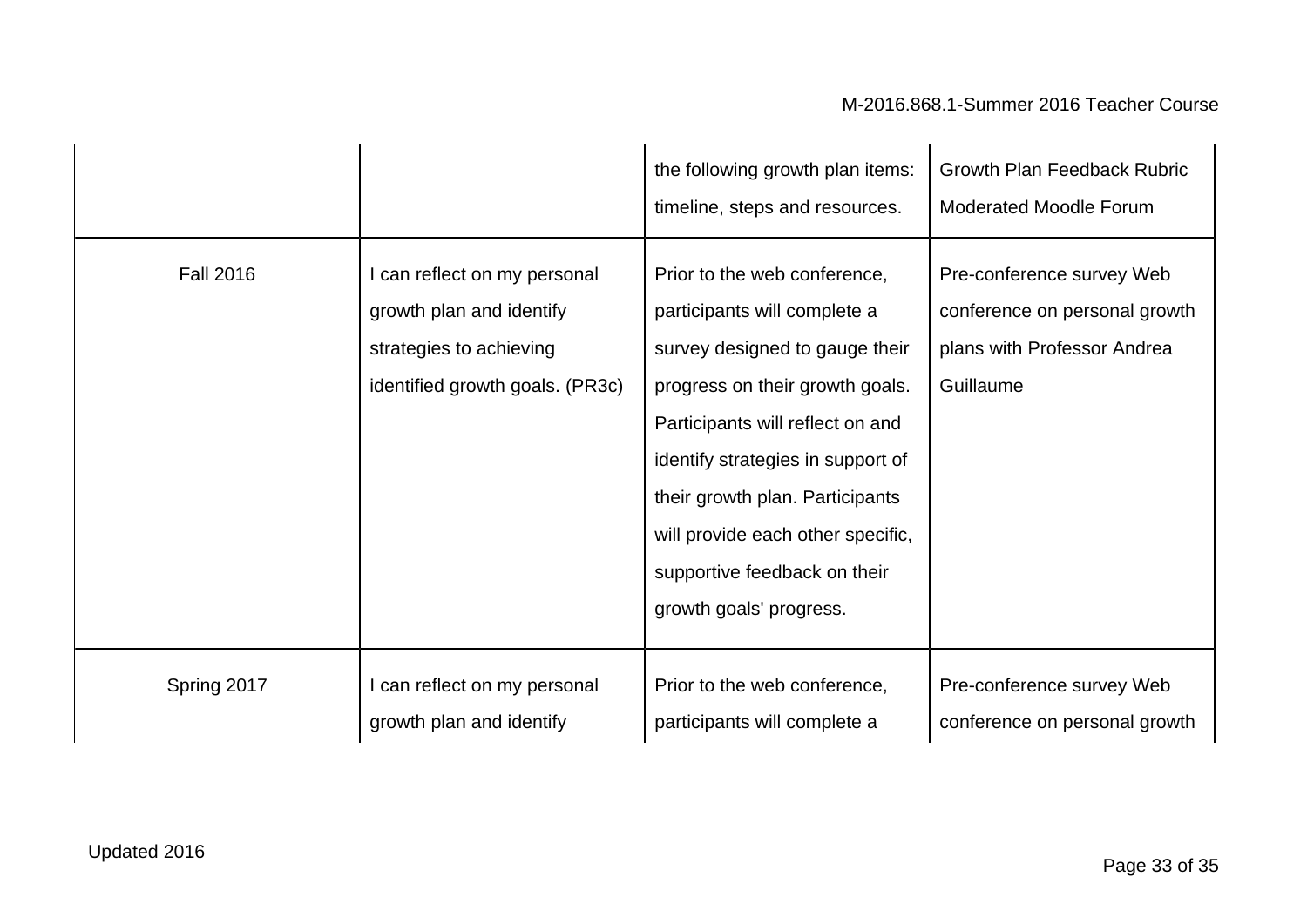| | | | |
|---|---|---|---|
| | | the following growth plan items: timeline, steps and resources. | Growth Plan Feedback Rubric Moderated Moodle Forum |
| Fall 2016 | I can reflect on my personal growth plan and identify strategies to achieving identified growth goals. (PR3c) | Prior to the web conference, participants will complete a survey designed to gauge their progress on their growth goals. Participants will reflect on and identify strategies in support of their growth plan. Participants will provide each other specific, supportive feedback on their growth goals' progress. | Pre-conference survey Web conference on personal growth plans with Professor Andrea Guillaume |
| Spring 2017 | I can reflect on my personal growth plan and identify | Prior to the web conference, participants will complete a | Pre-conference survey Web conference on personal growth |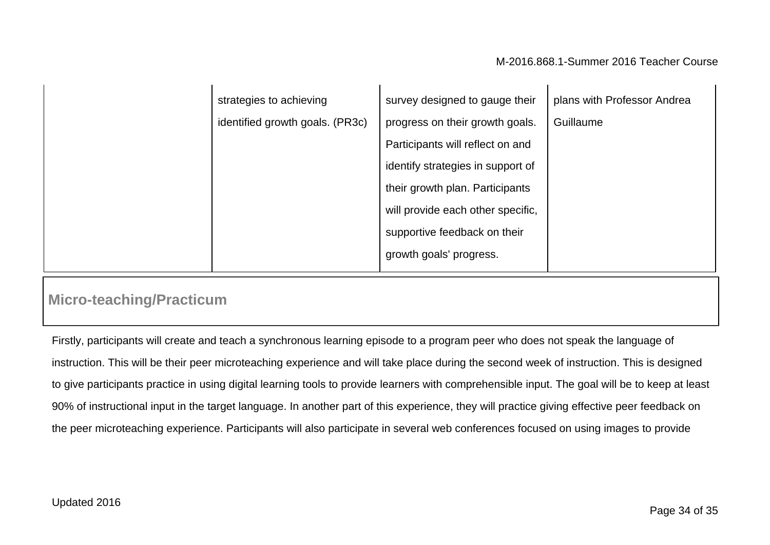| | | | |
|---|---|---|---|
| | strategies to achieving identified growth goals. (PR3c) | survey designed to gauge their progress on their growth goals. Participants will reflect on and identify strategies in support of their growth plan. Participants will provide each other specific, supportive feedback on their growth goals' progress. | plans with Professor Andrea Guillaume |

## Micro-teaching/Practicum

Firstly, participants will create and teach a synchronous learning episode to a program peer who does not speak the language of instruction. This will be their peer microteaching experience and will take place during the second week of instruction. This is designed to give participants practice in using digital learning tools to provide learners with comprehensible input. The goal will be to keep at least 90% of instructional input in the target language. In another part of this experience, they will practice giving effective peer feedback on the peer microteaching experience. Participants will also participate in several web conferences focused on using images to provide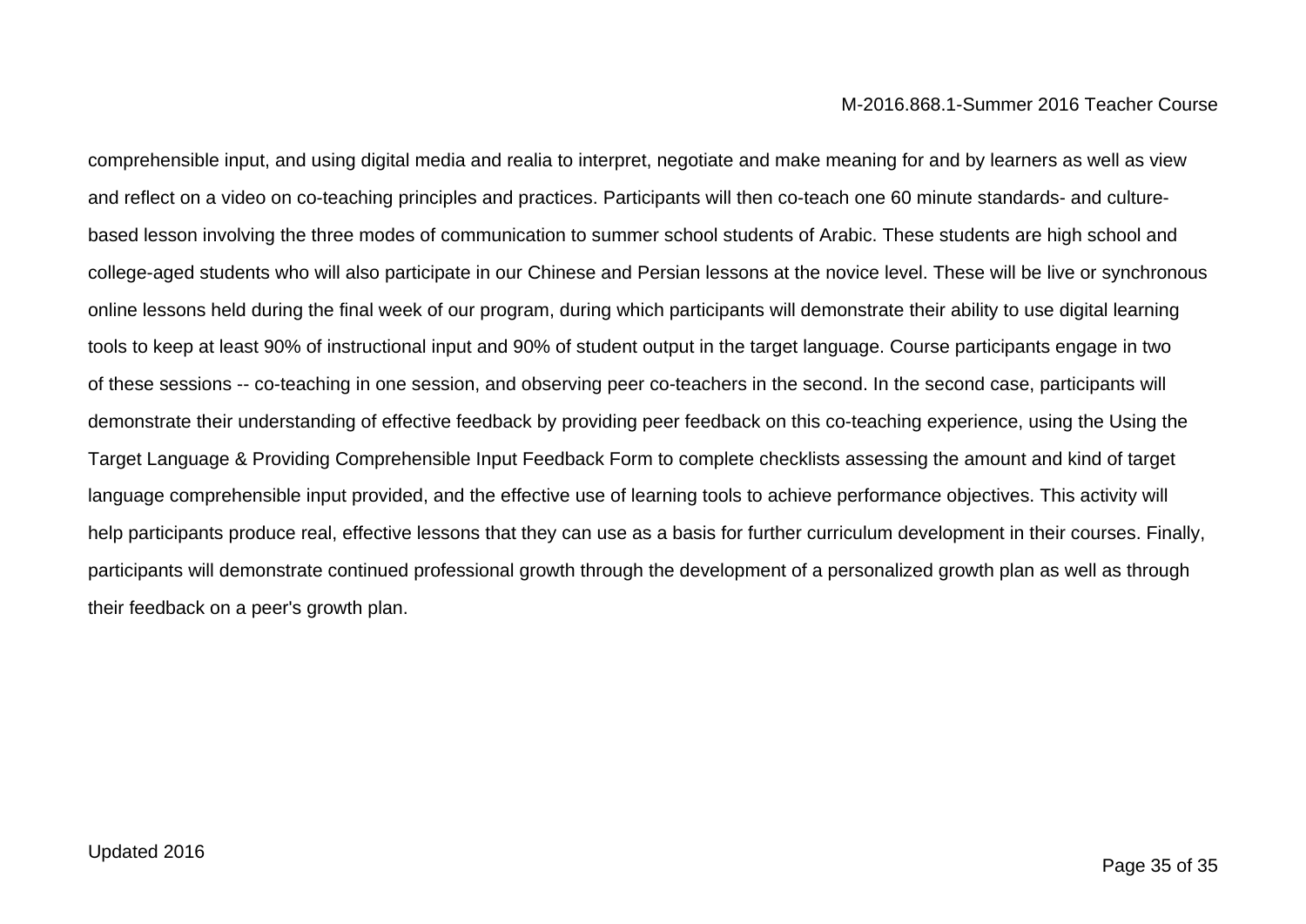comprehensible input, and using digital media and realia to interpret, negotiate and make meaning for and by learners as well as view and reflect on a video on co-teaching principles and practices. Participants will then co-teach one 60 minute standards- and culture-based lesson involving the three modes of communication to summer school students of Arabic. These students are high school and college-aged students who will also participate in our Chinese and Persian lessons at the novice level. These will be live or synchronous online lessons held during the final week of our program, during which participants will demonstrate their ability to use digital learning tools to keep at least 90% of instructional input and 90% of student output in the target language. Course participants engage in two of these sessions -- co-teaching in one session, and observing peer co-teachers in the second. In the second case, participants will demonstrate their understanding of effective feedback by providing peer feedback on this co-teaching experience, using the Using the Target Language & Providing Comprehensible Input Feedback Form to complete checklists assessing the amount and kind of target language comprehensible input provided, and the effective use of learning tools to achieve performance objectives. This activity will help participants produce real, effective lessons that they can use as a basis for further curriculum development in their courses. Finally, participants will demonstrate continued professional growth through the development of a personalized growth plan as well as through their feedback on a peer's growth plan.